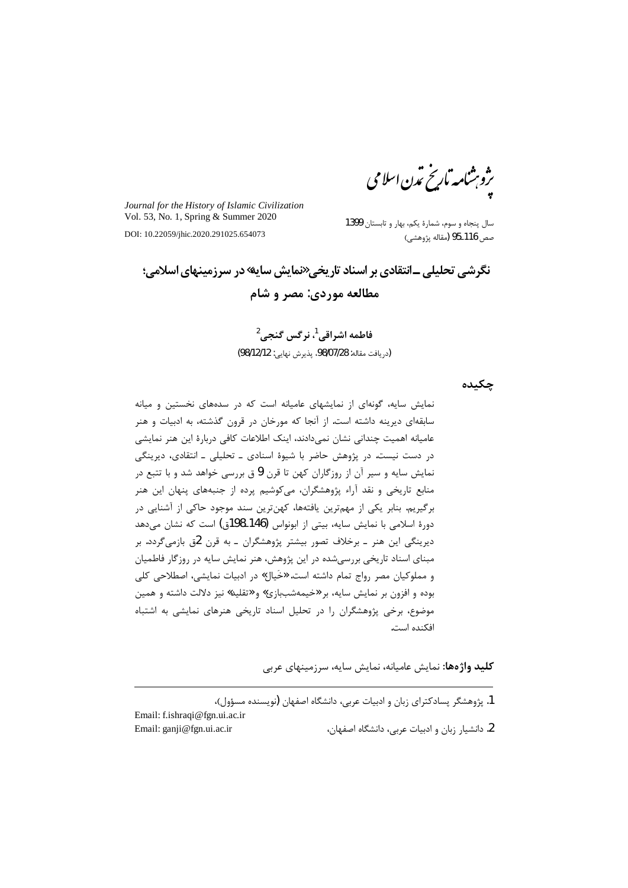پژوهشنامه تاریخ تمدن اسلامی

*Journal for the History of Islamic Civilization*
Vol. 53, No. 1, Spring & Summer 2020
DOI: 10.22059/jhic.2020.291025.654073

سال پنجاه و سوم، شمارۀ یکم، بهار و تابستان 1399
صص 95-116 (مقاله پژوهشی)

# نگرشی تحلیلی ـ انتقادی بر اسناد تاریخی «نمایش سایه» در سرزمینهای اسلامی؛ مطالعه موردی: مصر و شام

**فاطمه اشراقی[1]، نرگس گنجی[2]**

(دریافت مقاله: 98/07/28، پذیرش نهایی: 98/12/12)

## چکیده

نمایش سایه، گونه‌ای از نمایشهای عامیانه است که در سده‌های نخستین و میانه سابقه‌ای دیرینه داشته است. از آنجا که مورخان در قرون گذشته، به ادبیات و هنر عامیانه اهمیت چندانی نشان نمی‌دادند، اینک اطلاعات کافی دربارۀ این هنر نمایشی در دست نیست. در پژوهش حاضر با شیوۀ اسنادی ـ تحلیلی ـ انتقادی، دیرینگی نمایش سایه و سیر آن از روزگاران کهن تا قرن 9 ق بررسی خواهد شد و با تتبع در منابع تاریخی و نقد آراء پژوهشگران، می‌کوشیم پرده از جنبه‌های پنهان این هنر برگیریم. بنابر یکی از مهم‌ترین یافته‌ها، کهن‌ترین سند موجود حاکی از آشنایی در دورۀ اسلامی با نمایش سایه، بیتی از ابونواس (146-198ق) است که نشان می‌دهد دیرینگی این هنر ـ برخلاف تصور بیشتر پژوهشگران ـ به قرن 2ق بازمی‌گردد. بر مبنای اسناد تاریخی بررسی‌شده در این پژوهش، هنر نمایش سایه در روزگار فاطمیان و مملوکیان مصر رواج تمام داشته است. «خَیال» در ادبیات نمایشی، اصطلاحی کلی بوده و افزون بر نمایش سایه، بر «خیمه‌شب‌بازی» و «تقلید» نیز دلالت داشته و همین موضوع، برخی پژوهشگران را در تحلیل اسناد تاریخی هنرهای نمایشی به اشتباه افکنده است.

**کلید واژه‌ها:** نمایش عامیانه، نمایش سایه، سرزمینهای عربی

---

1. پژوهشگر پسادکترای زبان و ادبیات عربی، دانشگاه اصفهان (نویسنده مسؤول)،
Email: f.ishraqi@fgn.ui.ac.ir

2. دانشیار زبان و ادبیات عربی، دانشگاه اصفهان،
Email: ganji@fgn.ui.ac.ir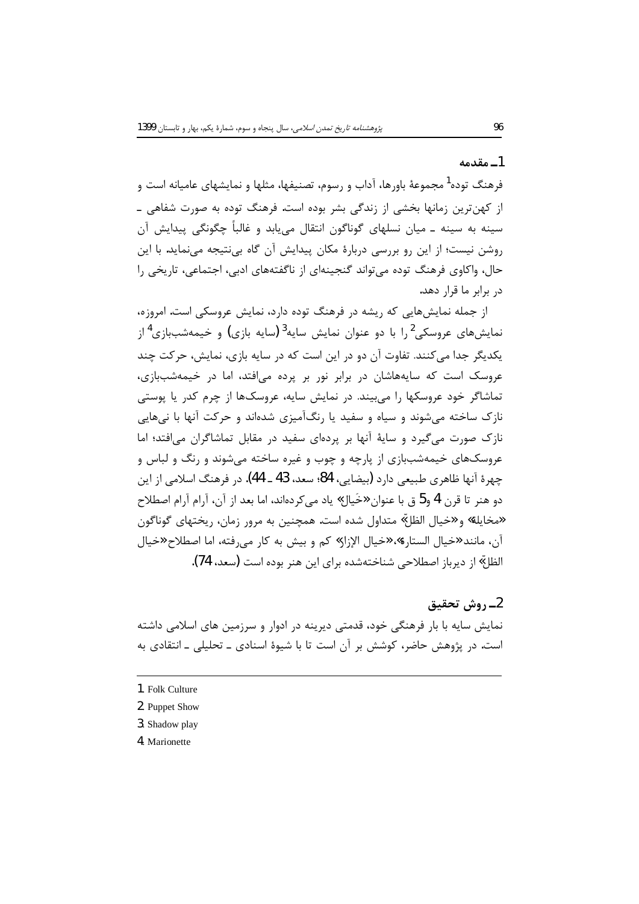## 1ـ مقدمه

فرهنگ توده[1] مجموعهٔ باورها، آداب و رسوم، تصنیفها، مثلها و نمایشهای عامیانه است و از کهن‌ترین زمانها بخشی از زندگی بشر بوده است. فرهنگ توده به صورت شفاهی ـ سینه به سینه ـ میان نسلهای گوناگون انتقال می‌یابد و غالباً چگونگی پیدایش آن روشن نیست؛ از این رو بررسی دربارهٔ مکان پیدایش آن گاه بی‌نتیجه می‌نماید. با این حال، واکاوی فرهنگ توده می‌تواند گنجینه‌ای از ناگفته‌های ادبی، اجتماعی، تاریخی را در برابر ما قرار دهد.

از جمله نمایش‌هایی که ریشه در فرهنگ توده دارد، نمایش عروسکی است. امروزه، نمایش‌های عروسکی[2] را با دو عنوان نمایش سایه[3] (سایه بازی) و خیمه‌شب‌بازی[4] از یکدیگر جدا می‌کنند. تفاوت آن دو در این است که در سایه بازی، نمایش، حرکت چند عروسک است که سایه‌هاشان در برابر نور بر پرده می‌افتد، اما در خیمه‌شب‌بازی، تماشاگر خود عروسکها را می‌بیند. در نمایش سایه، عروسک‌ها از چرم کدر یا پوستی نازک ساخته می‌شوند و سیاه و سفید یا رنگ‌آمیزی شده‌اند و حرکت آنها با نی‌هایی نازک صورت می‌گیرد و سایهٔ آنها بر پرده‌ای سفید در مقابل تماشاگران می‌افتد؛ اما عروسک‌های خیمه‌شب‌بازی از پارچه و چوب و غیره ساخته می‌شوند و رنگ و لباس و چهرهٔ آنها ظاهری طبیعی دارد (بیضایی، 84؛ سعد، 43 ـ 44). در فرهنگ اسلامی از این دو هنر تا قرن 4 و5 ق با عنوان «خَیال» یاد می‌کرده‌اند، اما بعد از آن، آرام آرام اصطلاح «مخایلة» و «خیال الظل» متداول شده است. همچنین به مرور زمان، ریختهای گوناگون آن، مانند «خیال الستارة»، «خیال الإزار» کم و بیش به کار می‌رفته، اما اصطلاح «خیال الظل» از دیرباز اصطلاحی شناخته‌شده برای این هنر بوده است (سعد، 74).

## 2ـ روش تحقیق

نمایش سایه با بار فرهنگی خود، قدمتی دیرینه در ادوار و سرزمین های اسلامی داشته است. در پژوهش حاضر، کوشش بر آن است تا با شیوهٔ اسنادی ـ تحلیلی ـ انتقادی به

---

1. Folk Culture
2. Puppet Show
3. Shadow play
4. Marionette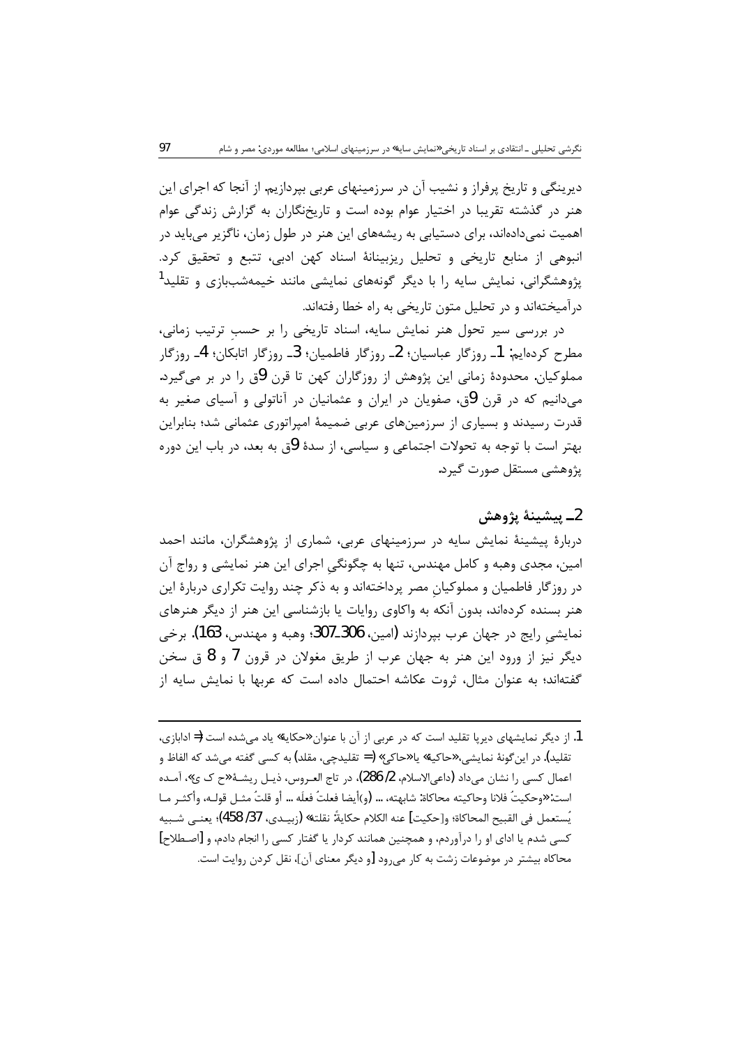دیرینگی و تاریخ پرفراز و نشیب آن در سرزمینهای عربی بپردازیم. از آنجا که اجرای این هنر در گذشته تقریبا در اختیار عوام بوده است و تاریخ‌نگاران به گزارش زندگی عوام اهمیت نمی‌داده‌اند، برای دستیابی به ریشه‌های این هنر در طول زمان، ناگزیر می‌باید در انبوهی از منابع تاریخی و تحلیل ریزبینانهٔ اسناد کهن ادبی، تتبع و تحقیق کرد. پژوهشگرانی، نمایش سایه را با دیگر گونه‌های نمایشی مانند خیمه‌شب‌بازی و تقلید[1] درآمیخته‌اند و در تحلیل متون تاریخی به راه خطا رفته‌اند.

در بررسی سیر تحول هنر نمایش سایه، اسناد تاریخی را بر حسبِ ترتیب زمانی، مطرح کرده‌ایم: 1ـ روزگار عباسیان؛ 2ـ روزگار فاطمیان؛ 3ـ روزگار اتابکان؛ 4ـ روزگار مملوکیان. محدودهٔ زمانی این پژوهش از روزگاران کهن تا قرن 9ق را در بر می‌گیرد. می‌دانیم که در قرن 9ق، صفویان در ایران و عثمانیان در آناتولی و آسیای صغیر به قدرت رسیدند و بسیاری از سرزمین‌های عربی ضمیمهٔ امپراتوری عثمانی شد؛ بنابراین بهتر است با توجه به تحولات اجتماعی و سیاسی، از سدهٔ 9ق به بعد، در باب این دوره پژوهشی مستقل صورت گیرد.

## 2ـ پیشینهٔ پژوهش

دربارهٔ پیشینهٔ نمایش سایه در سرزمینهای عربی، شماری از پژوهشگران، مانند احمد امین، مجدی وهبه و کامل مهندس، تنها به چگونگیِ اجرای این هنر نمایشی و رواج آن در روزگار فاطمیان و مملوکیانِ مصر پرداخته‌اند و به ذکر چند روایت تکراری دربارهٔ این هنر بسنده کرده‌اند، بدون آنکه به واکاوی روایات یا بازشناسی این هنر از دیگر هنرهای نمایشی رایج در جهان عرب بپردازند (امین، 306ـ307؛ وهبه و مهندس، 163). برخی دیگر نیز از ورود این هنر به جهان عرب از طریق مغولان در قرون 7 و 8 ق سخن گفته‌اند؛ به عنوان مثال، ثروت عکاشه احتمال داده است که عربها با نمایش سایه از

---

1. از دیگر نمایشهای دیرپا تقلید است که در عربی از آن با عنوان «حکایه» یاد می‌شده است (= ادابازی، تقلید). در این‌گونهٔ نمایشی، «حاکیه» یا «حاکی» (= تقلیدچی، مقلد) به کسی گفته می‌شد که الفاظ و اعمال کسی را نشان می‌داد (داعی‌الاسلام، 2/ 286). در تاج العروس، ذیل ریشهٔ «ح ک ی»، آمده است: «وحکیتُ فلانا وحاکیته محاکاة: شابهته، ... (و)أیضا فعلتُ فعلَه ... أو قلتُ مثل قوله، وأکثر ما یُستعمل فی القبیح المحاکاة؛ و[حکیت] عنه الکلام حکایةً: نقلته» (زبیدی، 37/ 458)؛ یعنی شبیه کسی شدم یا ادای او را درآوردم، و همچنین همانند کردار یا گفتار کسی را انجام دادم، و [اصطلاح] محاکاه بیشتر در موضوعات زشت به کار می‌رود [و دیگر معنای آن]، نقل کردن روایت است.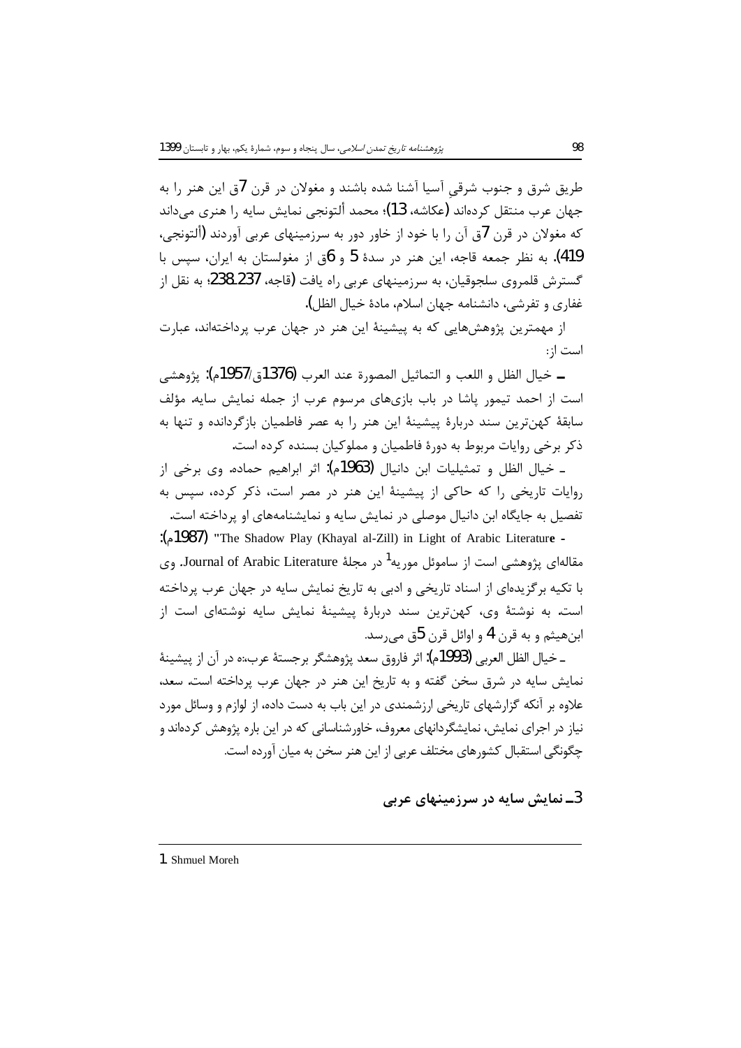طریق شرق و جنوب شرقیِ آسیا آشنا شده باشند و مغولان در قرن 7ق این هنر را به جهان عرب منتقل کرده‌اند (عکاشه، 13)؛ محمد ألتونجی نمایش سایه را هنری می‌داند که مغولان در قرن 7ق آن را با خود از خاور دور به سرزمینهای عربی آوردند (ألتونجی، 419). به نظر جمعه قاجه، این هنر در سدهٔ 5 و 6ق از مغولستان به ایران، سپس با گسترش قلمروی سلجوقیان، به سرزمینهای عربی راه یافت (قاجه، 238-237؛ به نقل از غفاری و تفرشی، دانشنامه جهان اسلام، مادهٔ خیال الظل).

از مهمترین پژوهش‌هایی که به پیشینهٔ این هنر در جهان عرب پرداخته‌اند، عبارت است از:

ـ خیال الظل و اللعب و التماثیل المصورة عند العرب (1376ق/1957م): پژوهشی است از احمد تیمور پاشا در باب بازی‌های مرسوم عرب از جمله نمایش سایه. مؤلف سابقهٔ کهن‌ترین سند دربارهٔ پیشینهٔ این هنر را به عصر فاطمیان بازگردانده و تنها به ذکر برخی روایات مربوط به دورهٔ فاطمیان و مملوکیان بسنده کرده است.

ـ خیال الظل و تمثیلیات ابن دانیال (1963م): اثر ابراهیم حماده. وی برخی از روایات تاریخی را که حاکی از پیشینهٔ این هنر در مصر است، ذکر کرده، سپس به تفصیل به جایگاه ابن دانیال موصلی در نمایش سایه و نمایشنامه‌های او پرداخته است.

- "The Shadow Play (Khayal al-Zill) in Light of Arabic Literature" (1987م): مقاله‌ای پژوهشی است از ساموئل موریه[1] در مجلهٔ Journal of Arabic Literature. وی با تکیه برگزیده‌ای از اسناد تاریخی و ادبی به تاریخ نمایش سایه در جهان عرب پرداخته است. به نوشتهٔ وی، کهن‌ترین سند دربارهٔ پیشینهٔ نمایش سایه نوشته‌ای است از ابن‌هیثم و به قرن 4 و اوائل قرن 5ق می‌رسد.

ـ خیال الظل العربی (1993م): اثر فاروق سعد پژوهشگر برجستهٔ عرب،ه در آن از پیشینهٔ نمایش سایه در شرق سخن گفته و به تاریخ این هنر در جهان عرب پرداخته است. سعد، علاوه بر آنکه گزارشهای تاریخی ارزشمندی در این باب به دست داده، از لوازم و وسائل مورد نیاز در اجرای نمایش، نمایشگردانهای معروف، خاورشناسانی که در این باره پژوهش کرده‌اند و چگونگی استقبال کشورهای مختلف عربی از این هنر سخن به میان آورده است.

## 3ـ نمایش سایه در سرزمینهای عربی

---

1. Shmuel Moreh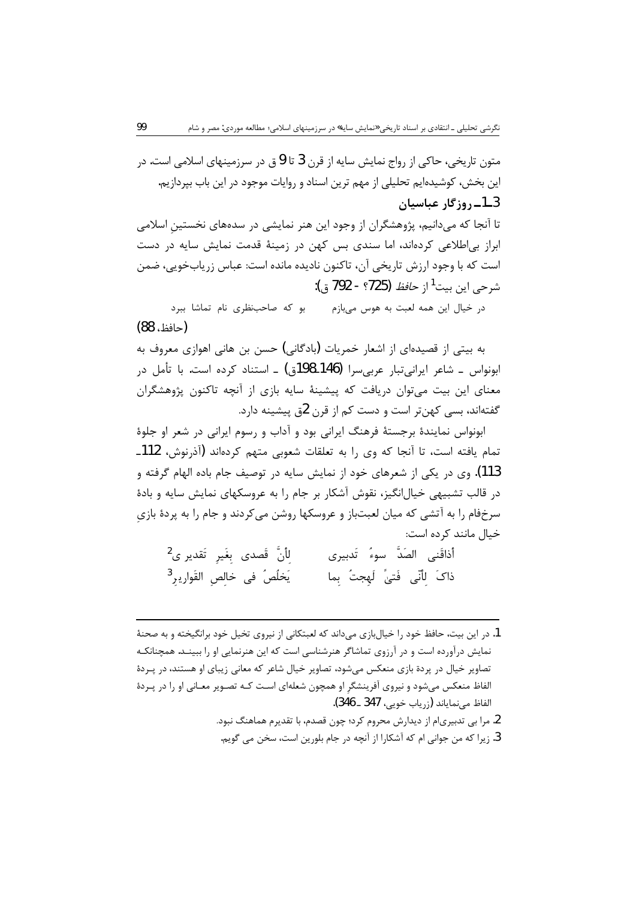متون تاریخی، حاکی از رواج نمایش سایه از قرن 3 تا 9 ق در سرزمینهای اسلامی است. در این بخش، کوشیده‌ایم تحلیلی از مهم ترین اسناد و روایات موجود در این باب بپردازیم.

### 3ـ1ـ روزگار عباسیان

تا آنجا که می‌دانیم، پژوهشگران از وجود این هنر نمایشی در سده‌های نخستینِ اسلامی ابراز بی‌اطلاعی کرده‌اند، اما سندی بس کهن در زمینهٔ قدمت نمایش سایه در دست است که با وجود ارزش تاریخی آن، تاکنون نادیده مانده است: عباس زریاب‌خویی، ضمن شرحی این بیت[1] از *حافظ* (725؟ - 792 ق):

در خیال این همه لعبت به هوس می‌بازم     بو که صاحب‌نظری نام تماشا ببرد

(حافظ، 88)

به بیتی از قصیده‌ای از اشعار خمریات (بادگانی) حسن بن هانی اهوازی معروف به ابونواس ـ شاعر ایرانی‌تبار عربی‌سرا (146ـ198ق) ـ استناد کرده است. با تأمل در معنای این بیت می‌توان دریافت که پیشینهٔ سایه بازی از آنچه تاکنون پژوهشگران گفته‌اند، بسی کهن‌تر است و دست کم از قرن 2ق پیشینه دارد.

ابونواس نمایندهٔ برجستهٔ فرهنگ ایرانی بود و آداب و رسوم ایرانی در شعر او جلوهٔ تمام یافته است، تا آنجا که وی را به تعلقات شعوبی متهم کرده‌اند (آذرنوش، 112ـ113). وی در یکی از شعرهای خود از نمایش سایه در توصیف جام باده الهام گرفته و در قالب تشبیهی خیال‌انگیز، نقوش آشکار بر جام را به عروسکهای نمایش سایه و بادهٔ سرخ‌فام را به آتشی که میان لعبت‌باز و عروسکها روشن می‌کردند و جام را به پردهٔ بازیِ خیال مانند کرده است:

أذاقَنی الصَدَّ سوءُ تَدبیری     لِأنَّ قَصدی بِغَیرِ تَقدیری[2]

ذاکَ لِأنّی فَتیً لَهِجتُ بِما     یَخلُصُ فی خالِصِ القَواریرِ[3]

---

1. در این بیت، حافظ خود را خیال‌بازی می‌داند که لعبتکانی از نیروی تخیل خود برانگیخته و به صحنهٔ نمایش درآورده است و در آرزوی تماشاگر هنرشناسی است که این هنرنمایی او را ببینـد. همچنانکـه تصاویر خیال در پردهٔ بازی منعکس می‌شود، تصاویر خیال شاعر که معانی زیبای او هستند، در پـردهٔ الفاظ منعکس می‌شود و نیروی آفرینشگرِ او همچون شعله‌ای اسـت کـه تصـویر معـانی او را در پـردهٔ الفاظ می‌نمایاند (زریاب خویی، 347 ـ346).
2. مرا بی تدبیری‌ام از دیدارش محروم کرد؛ چون قصدم، با تقدیرم هماهنگ نبود.
3. زیرا که من جوانی ام که آشکارا از آنچه در جام بلورین است، سخن می گویم.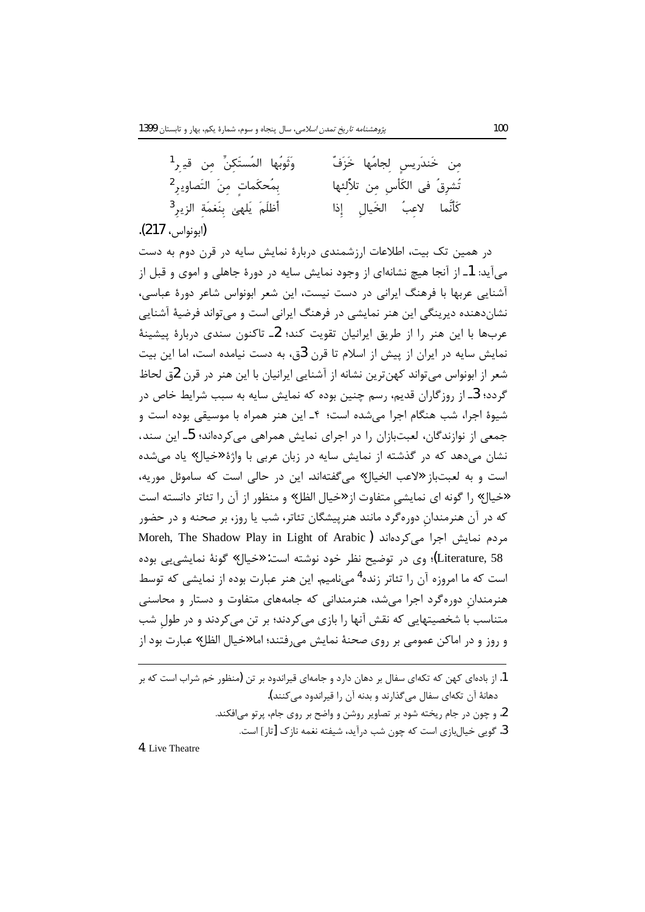مِن خَندَریسٍ لِجامُها خَزَفٌ وَثَوبُها المُستَکِنُّ مِن قیرِ[1]

تُشرِقُ فی الکَأسِ مِن تلألُئِها بِمُحکَماتٍ مِنَ التَصاویرِ[2]

کَأنَّما لاعِبُ الخَیالِ إذا أظلَمَ یَلهی بِنَغمَةِ الزیرِ[3]

(ابونواس، 217).

در همین تک بیت، اطلاعات ارزشمندی دربارۀ نمایش سایه در قرن دوم به دست می‌آید: 1ـ از آنجا هیچ نشانه‌ای از وجود نمایش سایه در دورۀ جاهلی و اموی و قبل از آشنایی عربها با فرهنگ ایرانی در دست نیست، این شعر ابونواس شاعر دورۀ عباسی، نشان‌دهنده دیرینگی این هنر نمایشی در فرهنگ ایرانی است و می‌تواند فرضیۀ آشنایی عرب‌ها با این هنر را از طریق ایرانیان تقویت کند؛ 2ـ تاکنون سندی دربارۀ پیشینۀ نمایش سایه در ایران از پیش از اسلام تا قرن 3ق، به دست نیامده است، اما این بیت شعر از ابونواس می‌تواند کهن‌ترین نشانه از آشنایی ایرانیان با این هنر در قرن 2ق لحاظ گردد؛ 3ـ از روزگاران قدیم، رسم چنین بوده که نمایش سایه به سبب شرایط خاص در شیوۀ اجرا، شب هنگام اجرا می‌شده است؛ ۴ـ این هنر همراه با موسیقی بوده است و جمعی از نوازندگان، لعبت‌بازان را در اجرای نمایش همراهی می‌کرده‌اند؛ 5ـ این سند، نشان می‌دهد که در گذشته از نمایش سایه در زبان عربی با واژۀ«خیال» یاد می‌شده است و به لعبت‌باز«لاعب الخیال» می‌گفته‌اند. این در حالی است که ساموئل موریه، «خیال» را گونه ای نمایشیِ متفاوت از«خیال الظل» و منظور از آن را تئاتر دانسته است که در آن هنرمندانِ دوره‌گرد مانند هنرپیشگان تئاتر، شب یا روز، بر صحنه و در حضور مردم نمایش اجرا می‌کرده‌اند (Moreh, The Shadow Play in Light of Arabic Literature, 58)؛ وی در توضیح نظر خود نوشته است:«خیال» گونۀ نمایشی‌یی بوده است که ما امروزه آن را تئاتر زنده[4] می‌نامیم. این هنر عبارت بوده از نمایشی که توسط هنرمندانِ دوره‌گرد اجرا می‌شد، هنرمندانی که جامه‌های متفاوت و دستار و محاسنی متناسب با شخصیتهایی که نقش آنها را بازی می‌کردند؛ بر تن می‌کردند و در طول شب و روز و در اماکن عمومی بر روی صحنۀ نمایش می‌رفتند؛ اما«خیال الظل» عبارت بود از

---

1. از باده‌ای کهن که تکه‌ای سفال بر دهان دارد و جامه‌ای قیراندود بر تن (منظور خم شراب است که بر دهانۀ آن تکه‌ای سفال می‌گذارند و بدنه آن را قیراندود می‌کنند).

2. و چون در جام ریخته شود بر تصاویر روشن و واضح بر روی جام، پرتو می‌افکند.

3. گویی خیال‌بازی است که چون شب درآید، شیفته نغمه نازک [تار] است.

4. Live Theatre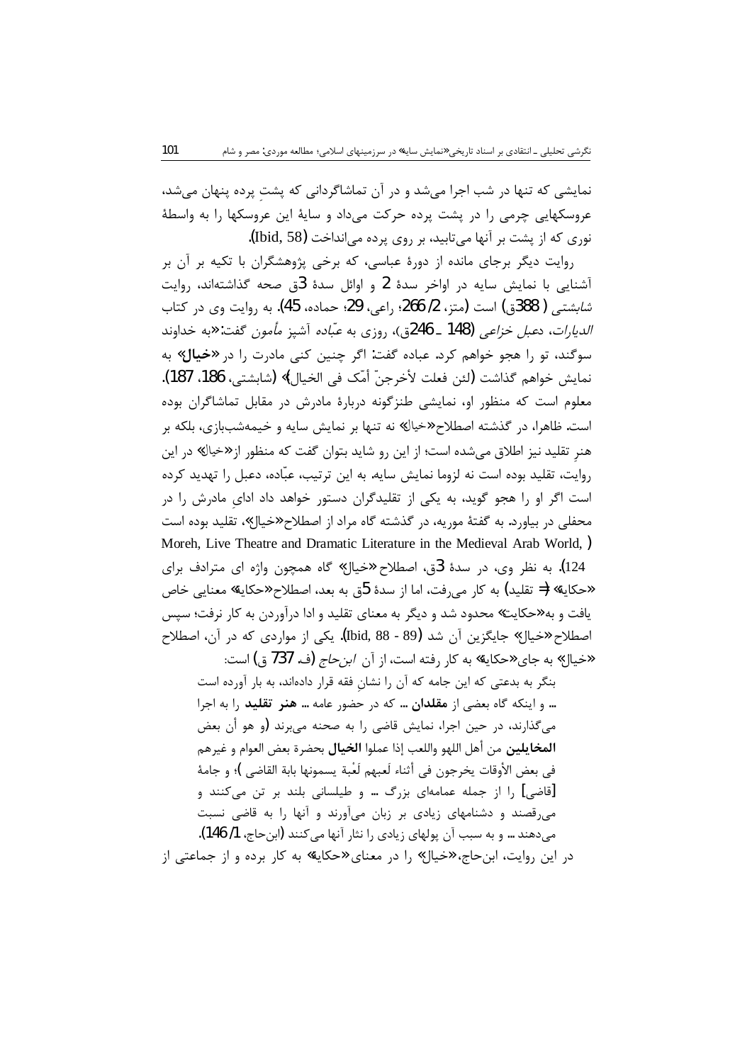نمایشی که تنها در شب اجرا می‌شد و در آن تماشاگردانی که پشتِ پرده پنهان می‌شد، عروسکهایی چرمی را در پشت پرده حرکت می‌داد و سایهٔ این عروسکها را به واسطهٔ نوری که از پشت بر آنها می‌تابید، بر روی پرده می‌انداخت (Ibid, 58).

روایت دیگر برجای مانده از دورهٔ عباسی، که برخی پژوهشگران با تکیه بر آن بر آشنایی با نمایش سایه در اواخر سدهٔ 2 و اوائل سدهٔ 3ق صحه گذاشته‌اند، روایت *شابشتی* (388ق) است (متز، 2/ 266؛ راعی، 29؛ حماده، 45). به روایت وی در کتاب *الدیارات*، *دعبل خزاعی* (148 ـ 246ق)، روزی به *عبّاده* آشپز *مأمون* گفت: «به خداوند سوگند، تو را هجو خواهم کرد. عباده گفت: اگر چنین کنی مادرت را در «**خیال**» به نمایش خواهم گذاشت (لئن فعلت لأخرجنّ أمّک فی الخیال)» (شابشتی، 186، 187). معلوم است که منظور او، نمایشی طنزگونه دربارهٔ مادرش در مقابل تماشاگران بوده است. ظاهرا، در گذشته اصطلاح «خیال» نه تنها بر نمایش سایه و خیمه‌شب‌بازی، بلکه بر هنرِ تقلید نیز اطلاق می‌شده است؛ از این رو شاید بتوان گفت که منظور از «خیال» در این روایت، تقلید بوده است نه لزوما نمایش سایه. به این ترتیب، عبّاده، دعبل را تهدید کرده است اگر او را هجو گوید، به یکی از تقلیدگران دستور خواهد داد ادایِ مادرش را در محفلی در بیاورد. به گفتهٔ موریه، در گذشته گاه مراد از اصطلاح «خیال»، تقلید بوده است (Moreh, Live Theatre and Dramatic Literature in the Medieval Arab World, 124). به نظر وی، در سدهٔ 3ق، اصطلاح «خیال» گاه همچون واژه ای مترادف برای «حکایه» (= تقلید) به کار می‌رفت، اما از سدهٔ 5ق به بعد، اصطلاح «حکایه» معنایی خاص یافت و به «حکایت» محدود شد و دیگر به معنای تقلید و ادا درآوردن به کار نرفت؛ سپس اصطلاح «خیال» جایگزین آن شد (Ibid, 88 - 89). یکی از مواردی که در آن، اصطلاح «خیال» به جای «حکایه» به کار رفته است، از آن *ابن‌حاج* (ف. 737 ق) است:

> بنگر به بدعتی که این جامه که آن را نشانِ فقه قرار داده‌اند، به بار آورده است ... و اینکه گاه بعضی از **مقلدان** ... که در حضور عامه ... **هنر تقلید** را به اجرا می‌گذارند، در حین اجرا، نمایش قاضی را به صحنه می‌برند (و هو أن بعض **المخایلین** من أهل اللهو واللعب إذا عملوا **الخیال** بحضرة بعض العوام و غیرهم فی بعض الأوقات یخرجون فی أثناء لَعبهم لَعْبة یسمونها بابة القاضی)؛ و جامهٔ [قاضی] را از جمله عمامه‌ای بزرگ ... و طیلسانی بلند بر تن می‌کنند و می‌رقصند و دشنامهای زیادی بر زبان می‌آورند و آنها را به قاضی نسبت می‌دهند ... و به سبب آن پولهای زیادی را نثار آنها می‌کنند (ابن‌حاج، 1/ 146).

در این روایت، ابن‌حاج، «خیال» را در معنای «حکایه» به کار برده و از جماعتی از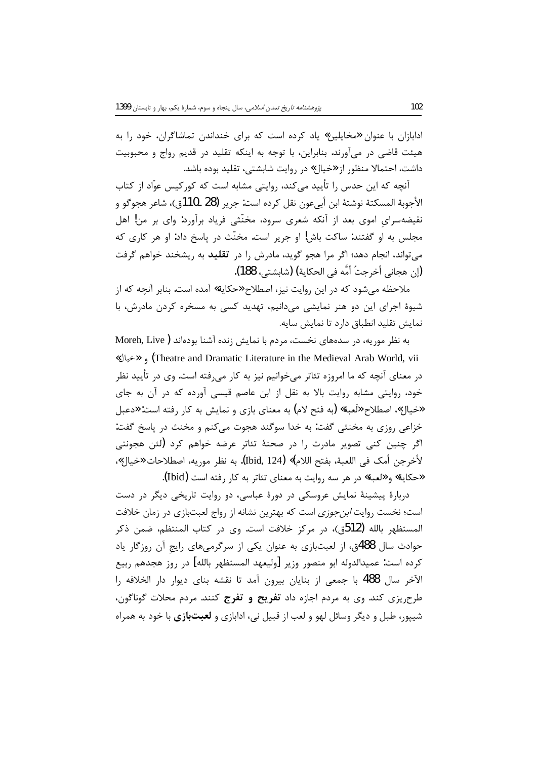ادابازان با عنوان «مخایلین» یاد کرده است که برای خنداندن تماشاگران، خود را به هیئت قاضی در می‌آورند. بنابراین، با توجه به اینکه تقلید در قدیم رواج و محبوبیت داشت، احتمالا منظور از «خیال» در روایت شابشتی، تقلید بوده باشد.

آنچه که این حدس را تأیید می‌کند، روایتی مشابه است که کورکیس عوّاد از کتاب الأجوبة المسکتة نوشتهٔ ابن أبی‌عون نقل کرده است: جریر (28 ـ 110ق)، شاعر هجوگو و نقیضه‌سرای اموی بعد از آنکه شعری سرود، مخنّثی فریاد برآورد: وای بر من! اهل مجلس به او گفتند: ساکت باش! او جریر است. مخنّث در پاسخ داد: او هر کاری که می‌تواند، انجام دهد؛ اگر مرا هجو گوید، مادرش را در **تقلید** به ریشخند خواهم گرفت (إن هجانی أخرجتُ أمَّه فی الحکایة) (شابشتی، 188).

ملاحظه می‌شود که در این روایت نیز، اصطلاح «حکایة» آمده است. بنابر آنچه که از شیوهٔ اجرای این دو هنر نمایشی می‌دانیم، تهدید کسی به مسخره کردن مادرش، با نمایش تقلید انطباق دارد تا نمایش سایه.

به نظر موریه، در سده‌های نخست، مردم با نمایش زنده آشنا بوده‌اند (Moreh, Live Theatre and Dramatic Literature in the Medieval Arab World, vii) و «خیال» در معنای آنچه که ما امروزه تئاتر می‌خوانیم نیز به کار می‌رفته است. وی در تأیید نظر خود، روایتی مشابه روایت بالا به نقل از ابن عاصم قیسی آورده که در آن به جای «خیال»، اصطلاح «لَعبة» (به فتح لام) به معنای بازی و نمایش به کار رفته است: «دعبل خزاعی روزی به مخنثی گفت: به خدا سوگند هجوت می‌کنم و مخنث در پاسخ گفت: اگر چنین کنی تصویر مادرت را در صحنهٔ تئاتر عرضه خواهم کرد (لئن هجونتی لأخرجن أمک فی اللعبة، بفتح اللام)» (Ibid, 124). به نظر موریه، اصطلاحات «خیال»، «حکایة» و «لعبة» در هر سه روایت به معنای تئاتر به کار رفته است (Ibid).

دربارهٔ پیشینهٔ نمایش عروسکی در دورهٔ عباسی، دو روایت تاریخی دیگر در دست است؛ نخست روایت *ابن‌جوزی* است که بهترین نشانه از رواج لعبت‌بازی در زمان خلافت المستظهر بالله (512ق)، در مرکز خلافت است. وی در کتاب المنتظم، ضمن ذکر حوادث سال 488ق، از لعبت‌بازی به عنوان یکی از سرگرمی‌های رایج آن روزگار یاد کرده است: عمیدالدوله ابو منصور وزیر [ولیعهد المستظهر بالله] در روز هجدهم ربیع الآخر سال 488 با جمعی از بنایان بیرون آمد تا نقشه بنای دیوار دار الخلافه را طرح‌ریزی کند. وی به مردم اجازه داد **تفریح و تفرج** کنند. مردم محلات گوناگون، شیپور، طبل و دیگر وسائل لهو و لعب از قبیل نی، ادابازی و **لعبت‌بازی** با خود به همراه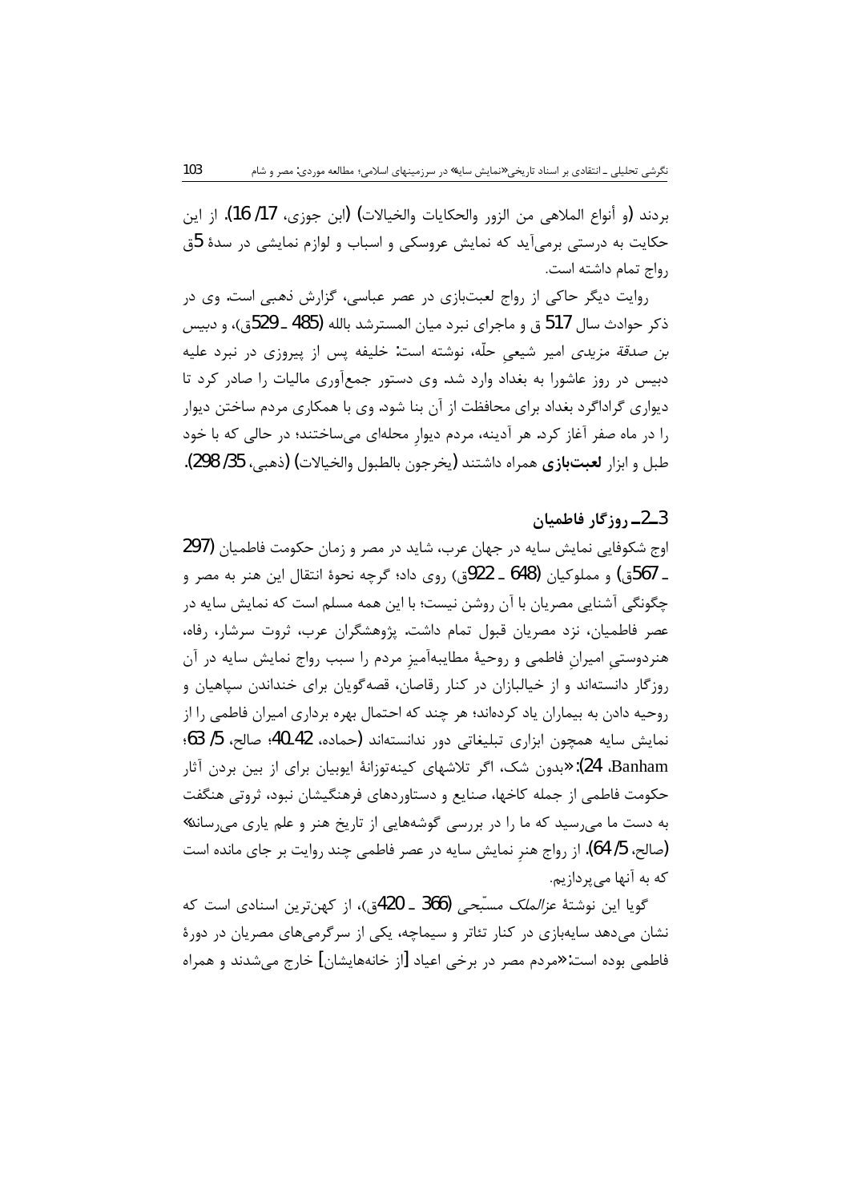بردند (و أنواع الملاهی من الزور والحکایات والخیالات) (ابن جوزی، 17/ 16). از این حکایت به درستی برمی‌آید که نمایش عروسکی و اسباب و لوازم نمایشی در سدهٔ 5ق رواج تمام داشته است.

روایت دیگر حاکی از رواج لعبت‌بازی در عصر عباسی، گزارش ذهبی است. وی در ذکر حوادث سال 517 ق و ماجرای نبرد میان المسترشد بالله (485 ـ 529ق)، و *دبیس بن صدقهٔ مزیدی* امیر شیعیِ حلّه، نوشته است: خلیفه پس از پیروزی در نبرد علیه دبیس در روز عاشورا به بغداد وارد شد. وی دستور جمع‌آوری مالیات را صادر کرد تا دیواری گرداگرد بغداد برای محافظت از آن بنا شود. وی با همکاری مردم ساختن دیوار را در ماه صفر آغاز کرد. هر آدینه، مردم دیوارِ محله‌ای می‌ساختند؛ در حالی که با خود طبل و ابزار **لعبت‌بازی** همراه داشتند (یخرجون بالطبول والخیالات) (ذهبی، 35/ 298).

### 3ـ2ـ روزگار فاطمیان

اوج شکوفایی نمایش سایه در جهان عرب، شاید در مصر و زمان حکومت فاطمیان (297 ـ 567ق) و مملوکیان (648 ـ 922ق) روی داد؛ گرچه نحوهٔ انتقال این هنر به مصر و چگونگی آشنایی مصریان با آن روشن نیست؛ با این همه مسلم است که نمایش سایه در عصر فاطمیان، نزد مصریان قبول تمام داشت. پژوهشگران عرب، ثروت سرشار، رفاه، هنردوستیِ امیرانِ فاطمی و روحیهٔ مطایبه‌آمیزِ مردم را سبب رواج نمایش سایه در آن روزگار دانسته‌اند و از خیالبازان در کنار رقاصان، قصه‌گویان برای خنداندن سپاهیان و روحیه دادن به بیماران یاد کرده‌اند؛ هر چند که احتمال بهره برداری امیران فاطمی را از نمایش سایه همچون ابزاری تبلیغاتی دور ندانسته‌اند (حماده، 40-42؛ صالح، 5/ 63؛ Banham، 24): «بدون شک، اگر تلاشهای کینه‌توزانهٔ ایوبیان برای از بین بردن آثار حکومت فاطمی از جمله کاخها، صنایع و دستاوردهای فرهنگیشان نبود، ثروتی هنگفت به دست ما می‌رسید که ما را در بررسی گوشه‌هایی از تاریخ هنر و علم یاری می‌رساند» (صالح، 5/ 64). از رواج هنرِ نمایش سایه در عصر فاطمی چند روایت بر جای مانده است که به آنها می‌پردازیم.

گویا این نوشتهٔ *عزالملک مسبّحی* (366 ـ 420ق)، از کهن‌ترین اسنادی است که نشان می‌دهد سایه‌بازی در کنار تئاتر و سیماچه، یکی از سرگرمی‌های مصریان در دورهٔ فاطمی بوده است: «مردم مصر در برخی اعیاد [از خانه‌هایشان] خارج می‌شدند و همراه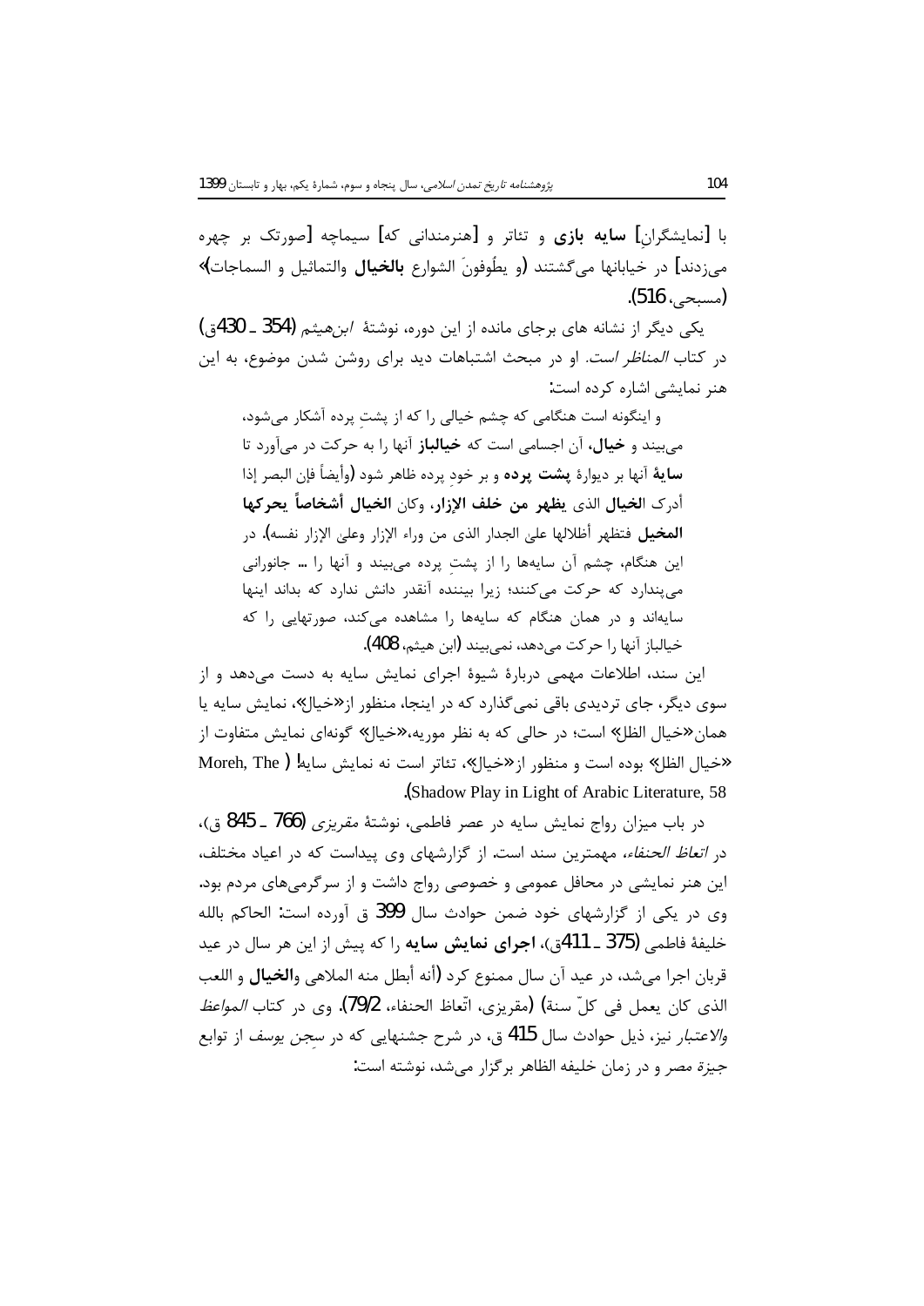با [نمایشگرانِ] **سایه بازی** و تئاتر و [هنرمندانی که] سیماچه [صورتک بر چهره می‌زدند] در خیابانها می‌گشتند (و یطُوفونَ الشوارع **بالخیال** والتماثیل و السماجات» (مسبحی، 516).

یکی دیگر از نشانه های برجای مانده از این دوره، نوشتهٔ *ابن‌هیثم* (354 ـ 430ق) در کتاب *المناظر است*. او در مبحث اشتباهات دید برای روشن شدن موضوع، به این هنر نمایشی اشاره کرده است:

> و اینگونه است هنگامی که چشم خیالی را که از پشتِ پرده آشکار می‌شود، می‌بیند و **خیال**، آن اجسامی است که **خیالباز** آنها را به حرکت در می‌آورد تا **سایهٔ** آنها بر دیوارهٔ **پشت پرده** و بر خودِ پرده ظاهر شود (وأیضاً فإن البصر إذا أدرک **الخیال** الذی **یظهر من خلف الإزار**، وکان **الخیال أشخاصاً یحرکها المخیل** فتظهر أظلالها علی الجدار الذی من وراء الإزار وعلی الإزار نفسه). در این هنگام، چشم آن سایه‌ها را از پشتِ پرده می‌بیند و آنها را ... جانورانی می‌پندارد که حرکت می‌کنند؛ زیرا بیننده آنقدر دانش ندارد که بداند اینها سایه‌اند و در همان هنگام که سایه‌ها را مشاهده می‌کند، صورتهایی را که خیالباز آنها را حرکت می‌دهد، نمی‌بیند (ابن هیثم، 408).

این سند، اطلاعات مهمی دربارهٔ شیوهٔ اجرای نمایش سایه به دست می‌دهد و از سوی دیگر، جای تردیدی باقی نمی‌گذارد که در اینجا، منظور از«خیال»، نمایش سایه یا همان«خیال الظل» است؛ در حالی که به نظر موریه،«خیال» گونه‌ای نمایش متفاوت از «خیال الظل» بوده است و منظور از«خیال»، تئاتر است نه نمایش سایه! ( Moreh, The Shadow Play in Light of Arabic Literature, 58).

در باب میزان رواج نمایش سایه در عصر فاطمی، نوشتهٔ *مقریزی* (766 ـ 845 ق)، در *اتعاظ الحنفاء*، مهمترین سند است. از گزارشهای وی پیداست که در اعیاد مختلف، این هنر نمایشی در محافل عمومی و خصوصی رواج داشت و از سرگرمی‌های مردم بود. وی در یکی از گزارشهای خود ضمن حوادث سال 399 ق آورده است: الحاکم بالله خلیفهٔ فاطمی (375 ـ 411ق)، **اجرای نمایش سایه** را که پیش از این هر سال در عید قربان اجرا می‌شد، در عید آن سال ممنوع کرد (أنه أبطل منه الملاهی و**الخیال** و اللعب الذی کان یعمل فی کلّ سنة) (مقریزی، اتّعاظ الحنفاء، 79/2). وی در کتاب *المواعظ والاعتبار* نیز، ذیل حوادث سال 415 ق، در شرح جشنهایی که در *سِجن یوسف* از توابع *جیزهٔ* مصر و در زمان خلیفه الظاهر برگزار می‌شد، نوشته است: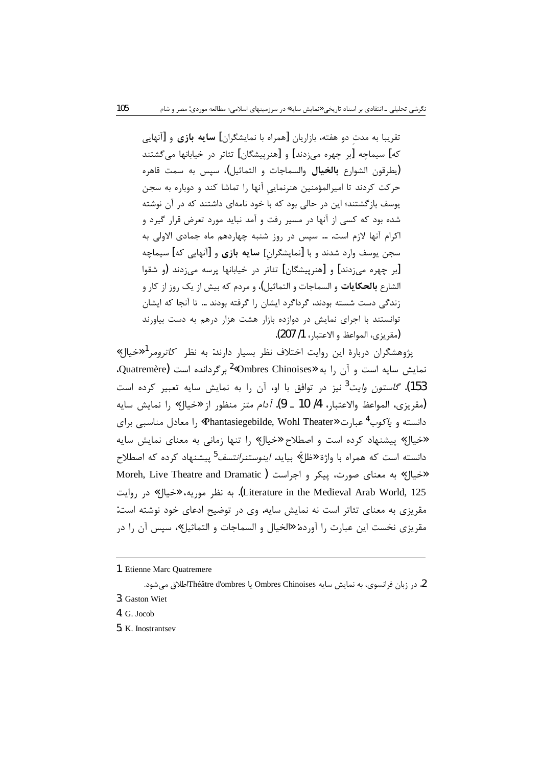تقریبا به مدتِ دو هفته، بازاریان [همراه با نمایشگران] **سایه بازی** و [آنهایی که] سیماچه [بر چهره می‌زدند] و [هنرپیشگان] تئاتر در خیابانها می‌گشتند (یطرقون الشوارع **بالخیال** والسماجات و التماثیل)، سپس به سمت قاهره حرکت کردند تا امیرالمؤمنین هنرنماییِ آنها را تماشا کند و دوباره به سجن یوسف بازگشتند؛ این در حالی بود که با خود نامه‌ای داشتند که در آن نوشته شده بود که کسی از آنها در مسیر رفت و آمد نباید مورد تعرض قرار گیرد و اکرام آنها لازم است. ... سپس در روز شنبه چهاردهم ماه جمادی الاولی به سجن یوسف وارد شدند و با [نمایشگرانِ] **سایه بازی** و [آنهایی که] سیماچه [بر چهره می‌زدند] و [هنرپیشگان] تئاتر در خیابانها پرسه می‌زدند (و شقوا الشارع **بالحکایات** و السماجات و التماثیل)، و مردم که بیش از یک روز از کار و زندگی دست شسته بودند، گرداگرد ایشان را گرفته بودند ... تا آنجا که ایشان توانستند با اجرای نمایش در دوازده بازار هشت هزار درهم به دست بیاورند (مقریزی، المواعظ و الاعتبار، 1/ 207).

پژوهشگران دربارهٔ این روایت اختلاف نظر بسیار دارند: به نظر *کاترومر*[1]«خیال» نمایش سایه است و آن را به «Ombres Chinoises»[2] برگردانده است (Quatremère، 153). *گاستون وایت*[3] نیز در توافق با او، آن را به نمایش سایه تعبیر کرده است (مقریزی، المواعظ والاعتبار، 4/ 10 ـ 9). *آدام* متز منظور از «خیال» را نمایش سایه دانسته و *یاکوب*[4] عبارت «Phantasiegebilde, Wohl Theater» را معادل مناسبی برای «خیال» پیشنهاد کرده است و اصطلاح «خیال» را تنها زمانی به معنای نمایش سایه دانسته است که همراه با واژهٔ «ظلّ» بیاید. *اینوسترانتسف*[5] پیشنهاد کرده که اصطلاح «خیال» به معنای صورت، پیکر و اجراست (Moreh, Live Theatre and Dramatic Literature in the Medieval Arab World, 125). به نظر موریه، «خیال» در روایت مقریزی به معنای تئاتر است نه نمایش سایه. وی در توضیح ادعای خود نوشته است: مقریزی نخست این عبارت را آورده: «الخیال و السماجات و التماثیل»، سپس آن را در

---

1. Etienne Marc Quatremere

2. در زبان فرانسوی، به نمایش سایه Ombres Chinoises یا Théâtre d'ombres اطلاق می‌شود.

3. Gaston Wiet

4. G. Jocob

5. K. Inostrantsev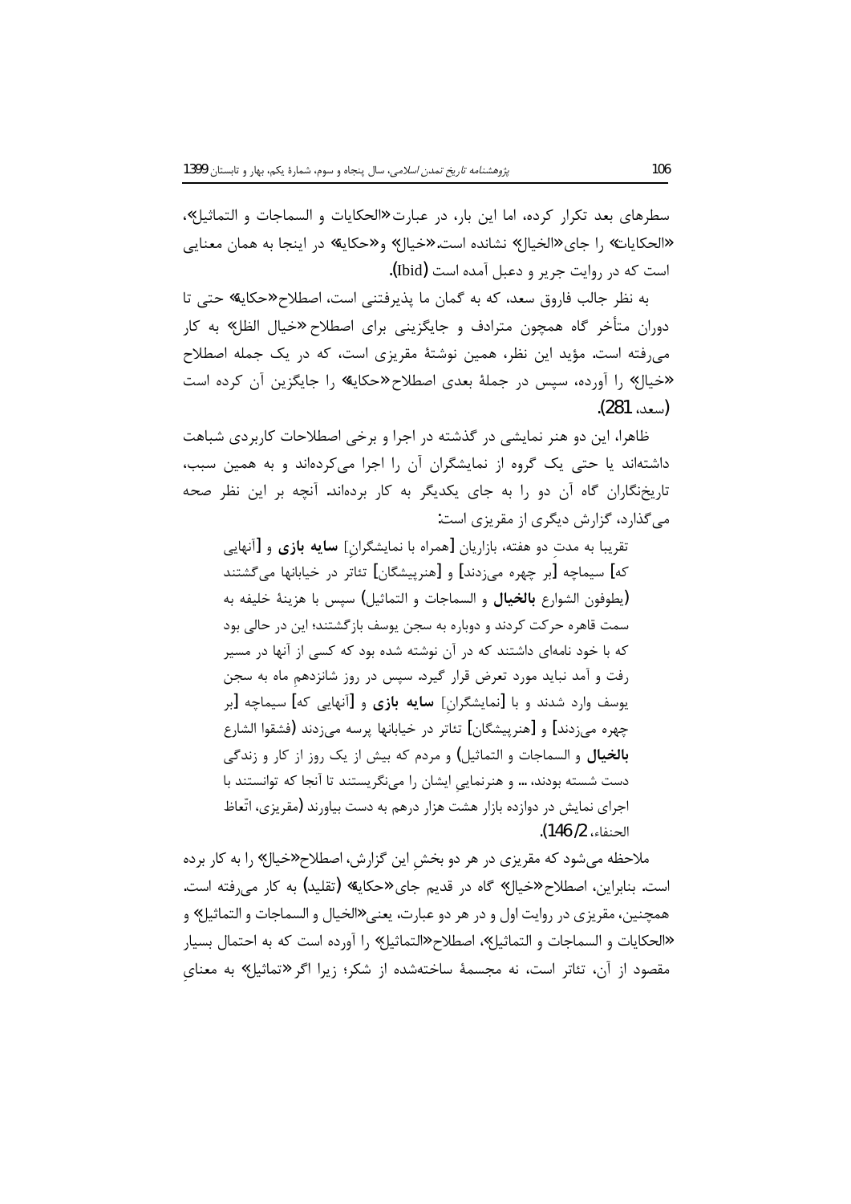سطرهای بعد تکرار کرده، اما این بار، در عبارت «الحکایات و السماجات و التماثیل»، «الحکایات» را جای «الخیال» نشانده است. «خیال» و «حکایة» در اینجا به همان معنایی است که در روایت جریر و دعبل آمده است (Ibid).

به نظر جالب فاروق سعد، که به گمان ما پذیرفتنی است، اصطلاح «حکایة» حتی تا دوران متأخر گاه همچون مترادف و جایگزینی برای اصطلاح «خیال الظل» به کار می‌رفته است. مؤید این نظر، همین نوشتهٔ مقریزی است، که در یک جمله اصطلاح «خیال» را آورده، سپس در جملهٔ بعدی اصطلاح «حکایة» را جایگزین آن کرده است (سعد، 281).

ظاهرا، این دو هنر نمایشی در گذشته در اجرا و برخی اصطلاحات کاربردی شباهت داشته‌اند یا حتی یک گروه از نمایشگران آن را اجرا می‌کرده‌اند و به همین سبب، تاریخ‌نگاران گاه آن دو را به جای یکدیگر به کار برده‌اند. آنچه بر این نظر صحه می‌گذارد، گزارش دیگری از مقریزی است:

> تقریبا به مدتِ دو هفته، بازاریان [همراه با نمایشگرانِ] **سایه بازی** و [آنهایی که] سیماچه [بر چهره می‌زدند] و [هنرپیشگان] تئاتر در خیابانها می‌گشتند (یطوفون الشوارع **بالخیال** و السماجات و التماثیل) سپس با هزینهٔ خلیفه به سمت قاهره حرکت کردند و دوباره به سجن یوسف بازگشتند؛ این در حالی بود که با خود نامه‌ای داشتند که در آن نوشته شده بود که کسی از آنها در مسیر رفت و آمد نباید مورد تعرض قرار گیرد. سپس در روز شانزدهم ماه به سجن یوسف وارد شدند و با [نمایشگرانِ] **سایه بازی** و [آنهایی که] سیماچه [بر چهره می‌زدند] و [هنرپیشگان] تئاتر در خیابانها پرسه می‌زدند (فشقوا الشارع **بالخیال** و السماجات و التماثیل) و مردم که بیش از یک روز از کار و زندگی دست شسته بودند، ... و هنرنماییِ ایشان را می‌نگریستند تا آنجا که توانستند با اجرای نمایش در دوازده بازار هشت هزار درهم به دست بیاورند (مقریزی، اتّعاظ الحنفاء، 2/146).

ملاحظه می‌شود که مقریزی در هر دو بخشِ این گزارش، اصطلاح «خیال» را به کار برده است. بنابراین، اصطلاح «خیال» گاه در قدیم جای «حکایة» (تقلید) به کار می‌رفته است. همچنین، مقریزی در روایت اول و در هر دو عبارت، یعنی «الخیال و السماجات و التماثیل» و «الحکایات و السماجات و التماثیل»، اصطلاح «التماثیل» را آورده است که به احتمال بسیار مقصود از آن، تئاتر است، نه مجسمهٔ ساخته‌شده از شکر؛ زیرا اگر «تماثیل» به معنایِ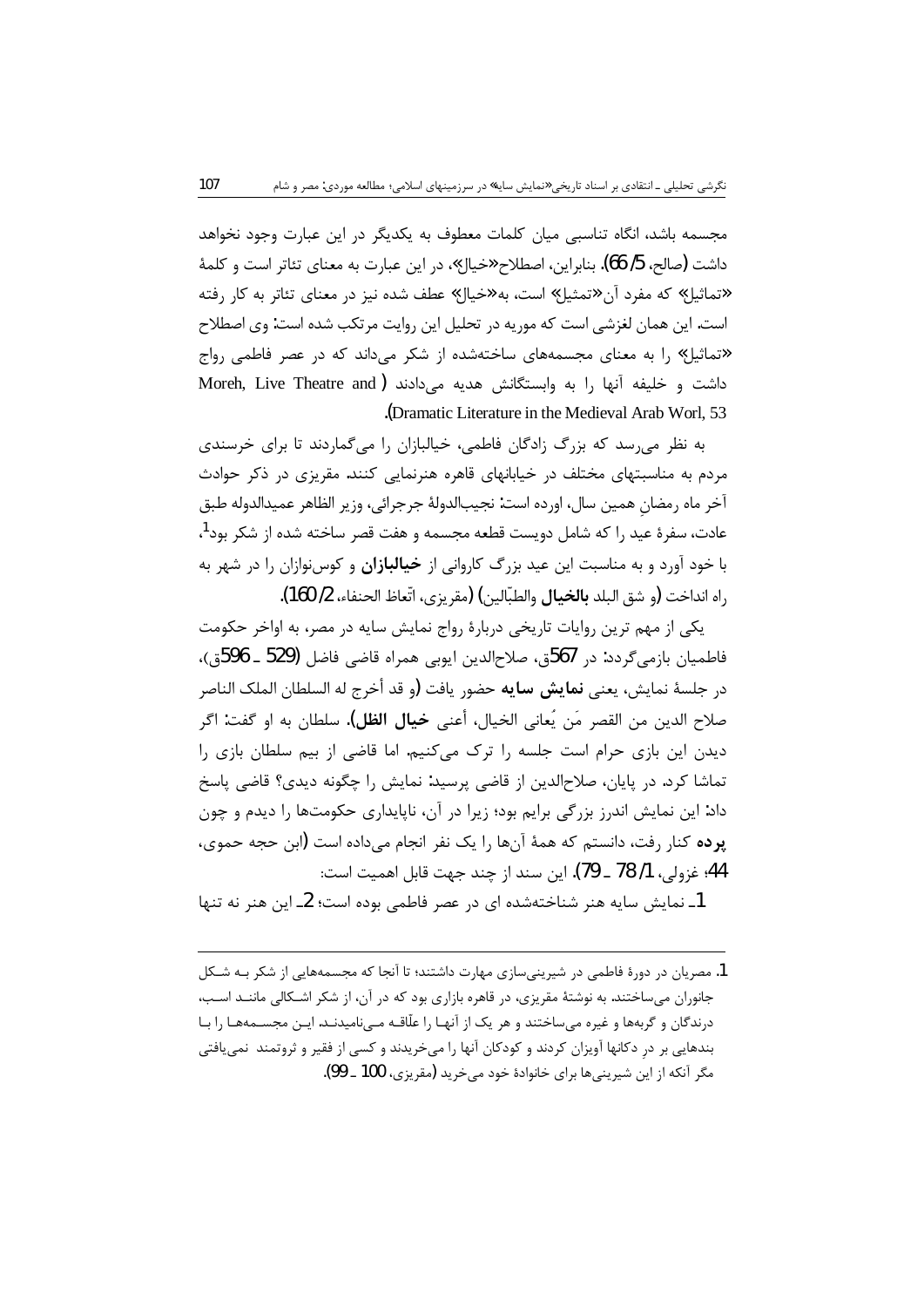مجسمه باشد، انگاه تناسبی میان کلمات معطوف به یکدیگر در این عبارت وجود نخواهد داشت (صالح، 5/ 66). بنابراین، اصطلاح «خیال»، در این عبارت به معنای تئاتر است و کلمهٔ «تماثیل» که مفرد آن «تمثیل» است، به «خیال» عطف شده نیز در معنای تئاتر به کار رفته است. این همان لغزشی است که موریه در تحلیل این روایت مرتکب شده است: وی اصطلاح «تماثیل» را به معنای مجسمه‌های ساخته‌شده از شکر می‌داند که در عصر فاطمی رواج داشت و خلیفه آنها را به وابستگانش هدیه می‌دادند (Moreh, Live Theatre and Dramatic Literature in the Medieval Arab Worl, 53).

به نظر می‌رسد که بزرگ زادگان فاطمی، خیالبازان را می‌گماردند تا برای خرسندی مردم به مناسبتهای مختلف در خیابانهای قاهره هنرنمایی کنند. مقریزی در ذکر حوادث آخر ماه رمضانِ همین سال، اورده است: نجیب‌الدولهٔ جرجرائی، وزیر الظاهر عمیدالدوله طبق عادت، سفرهٔ عید را که شامل دویست قطعه مجسمه و هفت قصر ساخته شده از شکر بود[1]، با خود آورد و به مناسبت این عید بزرگ کاروانی از **خیالبازان** و کوس‌نوازان را در شهر به راه انداخت (و شق البلد **بالخیال** والطبّالین) (مقریزی، اتّعاظ الحنفاء، 2/ 160).

یکی از مهم ترین روایات تاریخی دربارهٔ رواج نمایش سایه در مصر، به اواخر حکومت فاطمیان بازمی‌گردد: در 567ق، صلاح‌الدین ایوبی همراه قاضی فاضل (529 ـ 596ق)، در جلسهٔ نمایش، یعنی **نمایش سایه** حضور یافت (و قد أخرج له السلطان الملک الناصر صلاح الدین من القصر مَن یُعانی الخیال، أعنی **خیال الظل**). سلطان به او گفت: اگر دیدن این بازی حرام است جلسه را ترک می‌کنیم. اما قاضی از بیم سلطان بازی را تماشا کرد. در پایان، صلاح‌الدین از قاضی پرسید: نمایش را چگونه دیدی؟ قاضی پاسخ داد: این نمایش اندرز بزرگی برایم بود؛ زیرا در آن، ناپایداری حکومتها را دیدم و چون **پرده** کنار رفت، دانستم که همهٔ آن‌ها را یک نفر انجام می‌داده است (ابن حجه حموی، 44؛ غزولی، 1/ 78 ـ 79). این سند از چند جهت قابل اهمیت است:

1ـ نمایش سایه هنر شناخته‌شده ای در عصر فاطمی بوده است؛ 2ـ این هنر نه تنها

---

1. مصریان در دورهٔ فاطمی در شیرینی‌سازی مهارت داشتند؛ تا آنجا که مجسمه‌هایی از شکر به شکل جانوران می‌ساختند. به نوشتهٔ مقریزی، در قاهره بازاری بود که در آن، از شکر اشکالی مانند اسب، درندگان و گربه‌ها و غیره می‌ساختند و هر یک از آنها را علّاقه می‌نامیدند. این مجسمه‌ها را با بندهایی بر درِ دکانها آویزان کردند و کودکان آنها را می‌خریدند و کسی از فقیر و ثروتمند نمی‌یافتی مگر آنکه از این شیرینی‌ها برای خانوادهٔ خود می‌خرید (مقریزی، 100 ـ 99).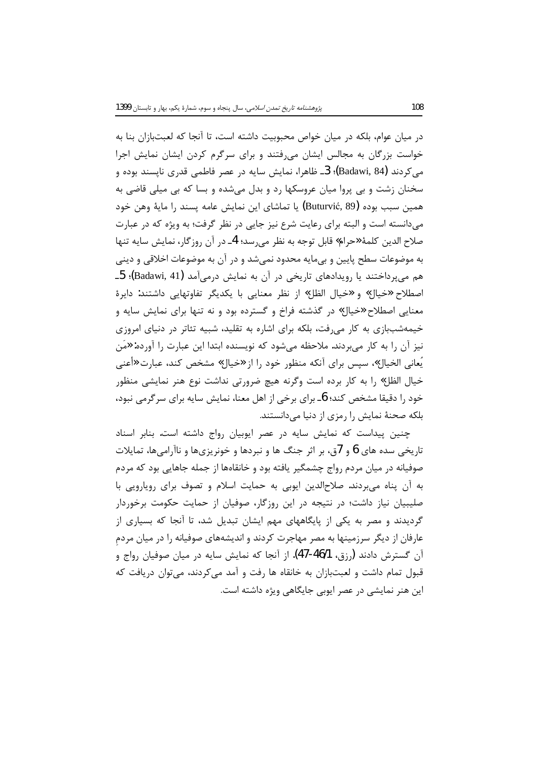در میان عوام، بلکه در میان خواص محبوبیت داشته است، تا آنجا که لعبت‌بازان بنا به خواست بزرگان به مجالس ایشان می‌رفتند و برای سرگرم کردن ایشان نمایش اجرا می‌کردند (Badawi, 84)؛ 3ـ ظاهرا، نمایش سایه در عصر فاطمی قدری ناپسند بوده و سخنان زشت و بی پروا میان عروسکها رد و بدل می‌شده و بسا که بی میلی قاضی به همین سبب بوده (Buturvić, 89) یا تماشای این نمایش عامه پسند را مایهٔ وهن خود می‌دانسته است و البته برای رعایت شرع نیز جایی در نظر گرفت؛ به ویژه که در عبارت صلاح الدین کلمهٔ «حرام» قابل توجه به نظر می‌رسد؛ 4ـ در آن روزگار، نمایش سایه تنها به موضوعات سطح پایین و بی‌مایه محدود نمی‌شد و در آن به موضوعات اخلاقی و دینی هم می‌پرداختند یا رویدادهای تاریخی در آن به نمایش درمی‌آمد (Badawi, 41)؛ 5ـ اصطلاح «خیال» و «خیال الظل» از نظر معنایی با یکدیگر تفاوتهایی داشتند: دایرهٔ معنایی اصطلاح «خیال» در گذشته فراخ و گسترده بود و نه تنها برای نمایش سایه و خیمه‌شب‌بازی به کار می‌رفت، بلکه برای اشاره به تقلید، شبیه تئاتر در دنیای امروزی نیز آن را به کار می‌بردند. ملاحظه می‌شود که نویسنده ابتدا این عبارت را آورده: «مَن یُعانی الخیال»، سپس برای آنکه منظور خود را از «خیال» مشخص کند، عبارت «أعنی خیال الظل» را به کار برده است وگرنه هیچ ضرورتی نداشت نوع هنر نمایشی منظور خود را دقیقا مشخص کند؛ 6ـ برای برخی از اهل معنا، نمایش سایه برای سرگرمی نبود، بلکه صحنهٔ نمایش را رمزی از دنیا می‌دانستند.

چنین پیداست که نمایش سایه در عصر ایوبیان رواج داشته است. بنابر اسناد تاریخی سده های 6 و 7ق، بر اثر جنگ ها و نبردها و خونریزی‌ها و ناآرامی‌ها، تمایلات صوفیانه در میان مردم رواج چشمگیر یافته بود و خانقاه‌ها از جمله جاهایی بود که مردم به آن پناه می‌بردند. صلاح‌الدین ایوبی به حمایت اسلام و تصوف برای رویارویی با صلیبیان نیاز داشت؛ در نتیجه در این روزگار، صوفیان از حمایت حکومت برخوردار گردیدند و مصر به یکی از پایگاههای مهم ایشان تبدیل شد، تا آنجا که بسیاری از عارفان از دیگر سرزمینها به مصر مهاجرت کردند و اندیشه‌های صوفیانه را در میان مردمِ آن گسترش دادند (رزق، 1/46-47). از آنجا که نمایش سایه در میان صوفیان رواج و قبول تمام داشت و لعبت‌بازان به خانقاه ها رفت و آمد می‌کردند، می‌توان دریافت که این هنر نمایشی در عصر ایوبی جایگاهی ویژه داشته است.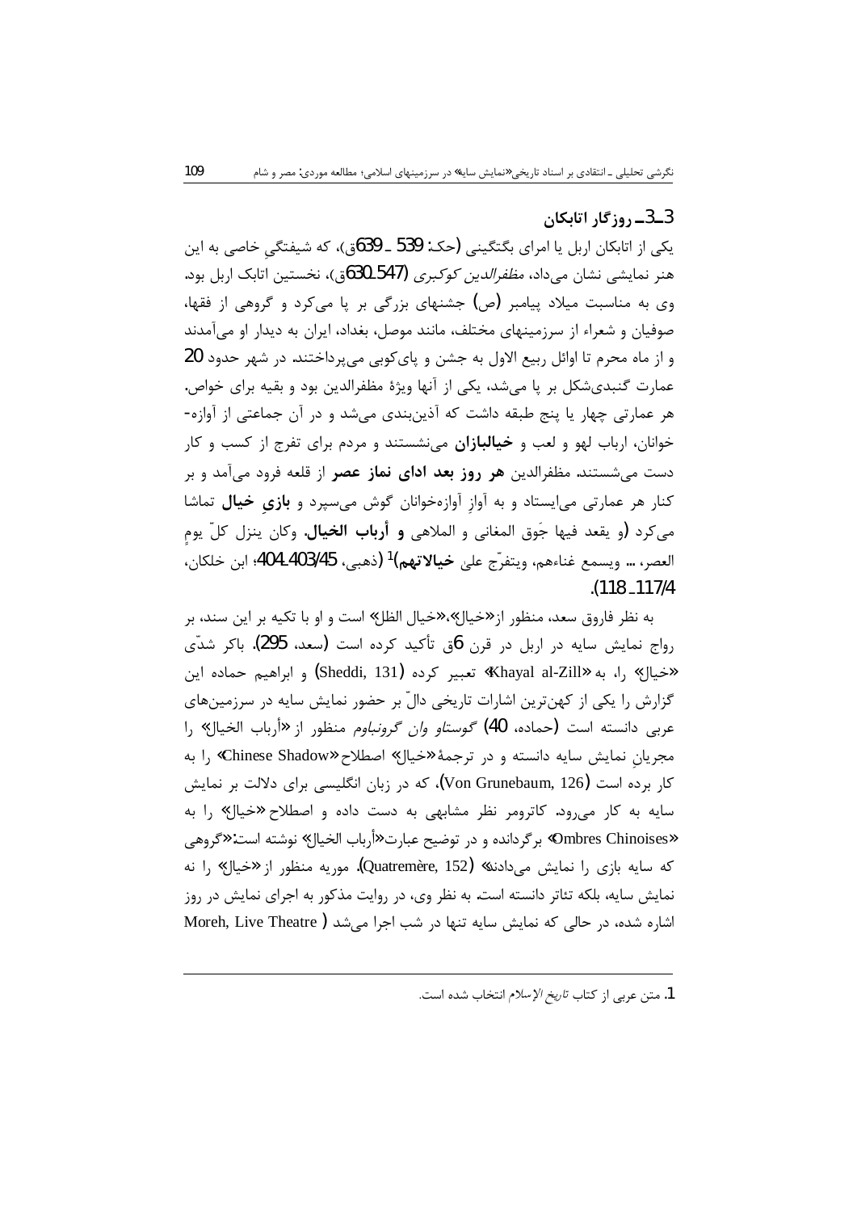### 3ـ3ـ روزگار اتابکان

یکی از اتابکان اربل یا امرای بگتگینی (حک: 539 ـ 639ق)، که شیفتگیِ خاصی به این هنر نمایشی نشان می‌داد، *مظفرالدین کوکبری* (547-630ق)، نخستین اتابک اربل بود. وی به مناسبت میلاد پیامبر (ص) جشنهای بزرگی بر پا می‌کرد و گروهی از فقها، صوفیان و شعراء از سرزمینهای مختلف، مانند موصل، بغداد، ایران به دیدار او می‌آمدند و از ماه محرم تا اوائل ربیع الاول به جشن و پای‌کوبی می‌پرداختند. در شهر حدود 20 عمارت گنبدی‌شکل بر پا می‌شد، یکی از آنها ویژۀ مظفرالدین بود و بقیه برای خواص. هر عمارتی چهار یا پنج طبقه داشت که آذین‌بندی می‌شد و در آن جماعتی از آوازه-خوانان، ارباب لهو و لعب و **خیالبازان** می‌نشستند و مردم برای تفرج از کسب و کار دست می‌شستند. مظفرالدین **هر روز بعد ادای نماز عصر** از قلعه فرود می‌آمد و بر کنار هر عمارتی می‌ایستاد و به آوازِ آوازه‌خوانان گوش می‌سپرد و **بازیِ خیال** تماشا می‌کرد (و يقعد فيها جَوق المغاني و الملاهي **و أرباب الخيال**. وكان ينزل كلّ يومٍ العصر، ... ويسمع غناءهم، ويتفرّج على **خيالاتهم**)[1] (ذهبی، 45/403-404؛ ابن خلکان، 4/117ـ118).

به نظر فاروق سعد، منظور از «خیال»، «خیال الظل» است و او با تکیه بر این سند، بر رواج نمایش سایه در اربل در قرن 6ق تأکید کرده است (سعد، 295). باکر شدّی «خیال» را، به «Khayal al-Zill» تعبیر کرده (Sheddi, 131) و ابراهیم حماده این گزارش را یکی از کهن‌ترین اشارات تاریخی دالّ بر حضور نمایش سایه در سرزمین‌های عربی دانسته است (حماده، 40) *گوستاو وان گرونباوم* منظور از «أرباب الخيال» را مجریانِ نمایش سایه دانسته و در ترجمۀ «خیال» اصطلاح «Chinese Shadow» را به کار برده است (Von Grunebaum, 126)، که در زبان انگلیسی برای دلالت بر نمایش سایه به کار می‌رود. کاترومر نظر مشابهی به دست داده و اصطلاح «خیال» را به «Ombres Chinoises» برگردانده و در توضیح عبارت«أرباب الخيال» نوشته است:«گروهی که سایه بازی را نمایش می‌دادند» (Quatremère, 152). موریه منظور از «خیال» را نه نمایش سایه، بلکه تئاتر دانسته است. به نظر وی، در روایت مذکور به اجرای نمایش در روز اشاره شده، در حالی که نمایش سایه تنها در شب اجرا می‌شد ( Moreh, Live Theatre

---

1. متن عربی از کتاب *تاریخ الإسلام* انتخاب شده است.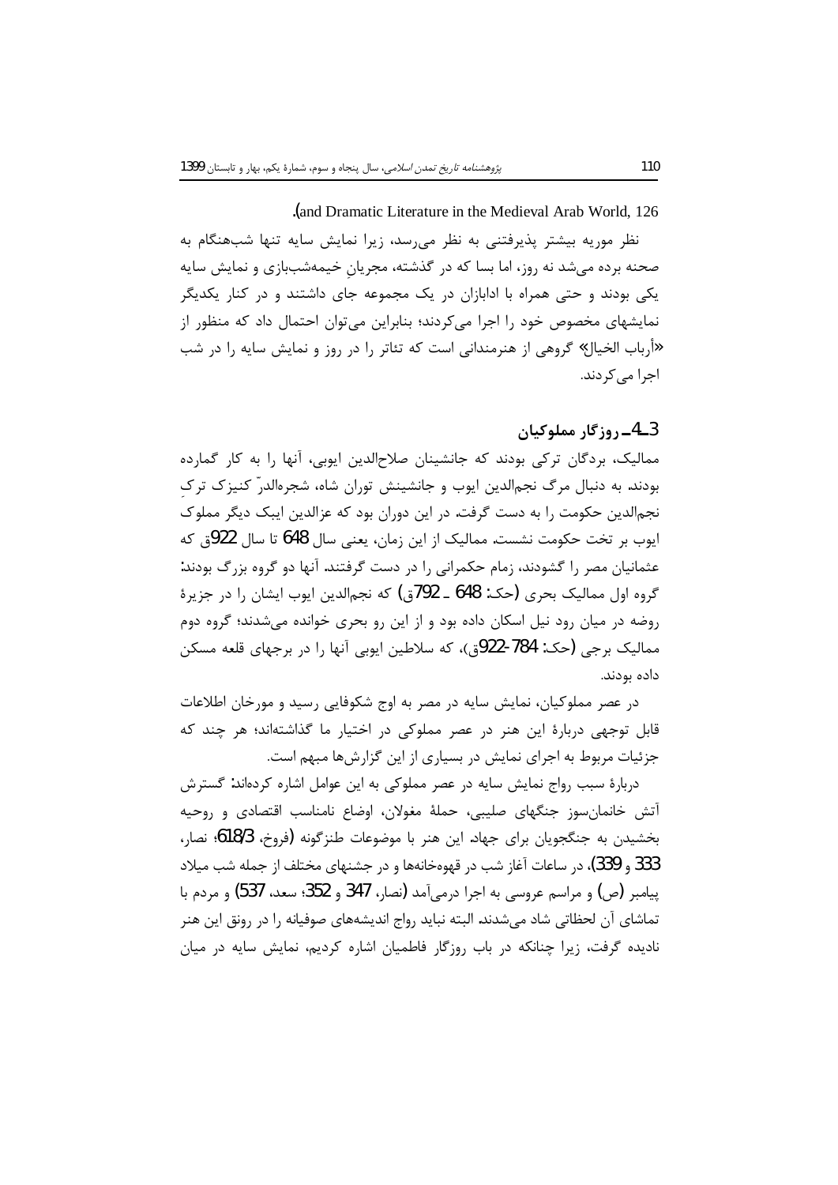and Dramatic Literature in the Medieval Arab World, 126).

نظر موریه بیشتر پذیرفتنی به نظر می‌رسد، زیرا نمایش سایه تنها شب‌هنگام به صحنه برده می‌شد نه روز، اما بسا که در گذشته، مجریانِ خیمه‌شب‌بازی و نمایش سایه یکی بودند و حتی همراه با ادابازان در یک مجموعه جای داشتند و در کنار یکدیگر نمایشهای مخصوص خود را اجرا می‌کردند؛ بنابراین می‌توان احتمال داد که منظور از «أرباب الخیال» گروهی از هنرمندانی است که تئاتر را در روز و نمایش سایه را در شب اجرا می‌کردند.

## 3ـ4ـ روزگار مملوکیان

ممالیک، بردگان ترکی بودند که جانشینان صلاح‌الدین ایوبی، آنها را به کار گمارده بودند. به دنبال مرگ نجم‌الدین ایوب و جانشینش توران شاه، شجرةالدرّ کنیزک ترکِ نجم‌الدین حکومت را به دست گرفت. در این دوران بود که عزالدین ایبک دیگر مملوک ایوب بر تخت حکومت نشست. ممالیک از این زمان، یعنی سال 648 تا سال 922ق که عثمانیان مصر را گشودند، زمام حکمرانی را در دست گرفتند. آنها دو گروه بزرگ بودند: گروه اول ممالیک بحری (حک: 648 ـ 792ق) که نجم‌الدین ایوب ایشان را در جزیرهٔ روضه در میان رود نیل اسکان داده بود و از این رو بحری خوانده می‌شدند؛ گروه دوم ممالیک برجی (حک: 784-922ق)، که سلاطین ایوبی آنها را در برجهای قلعه مسکن داده بودند.

در عصر مملوکیان، نمایش سایه در مصر به اوج شکوفایی رسید و مورخان اطلاعات قابل توجهی دربارهٔ این هنر در عصر مملوکی در اختیار ما گذاشته‌اند؛ هر چند که جزئیات مربوط به اجرای نمایش در بسیاری از این گزارش‌ها مبهم است.

دربارهٔ سبب رواج نمایش سایه در عصر مملوکی به این عوامل اشاره کرده‌اند: گسترش آتش خانمان‌سوز جنگهای صلیبی، حملهٔ مغولان، اوضاع نامناسب اقتصادی و روحیه بخشیدن به جنگجویان برای جهاد. این هنر با موضوعات طنزگونه (فروخ، 618/3؛ نصار، 333 و 339)، در ساعات آغاز شب در قهوه‌خانه‌ها و در جشنهای مختلف از جمله شب میلاد پیامبر (ص) و مراسم عروسی به اجرا درمی‌آمد (نصار، 347 و 352؛ سعد، 537) و مردم با تماشای آن لحظاتی شاد می‌شدند. البته نباید رواج اندیشه‌های صوفیانه را در رونق این هنر نادیده گرفت، زیرا چنانکه در باب روزگار فاطمیان اشاره کردیم، نمایش سایه در میان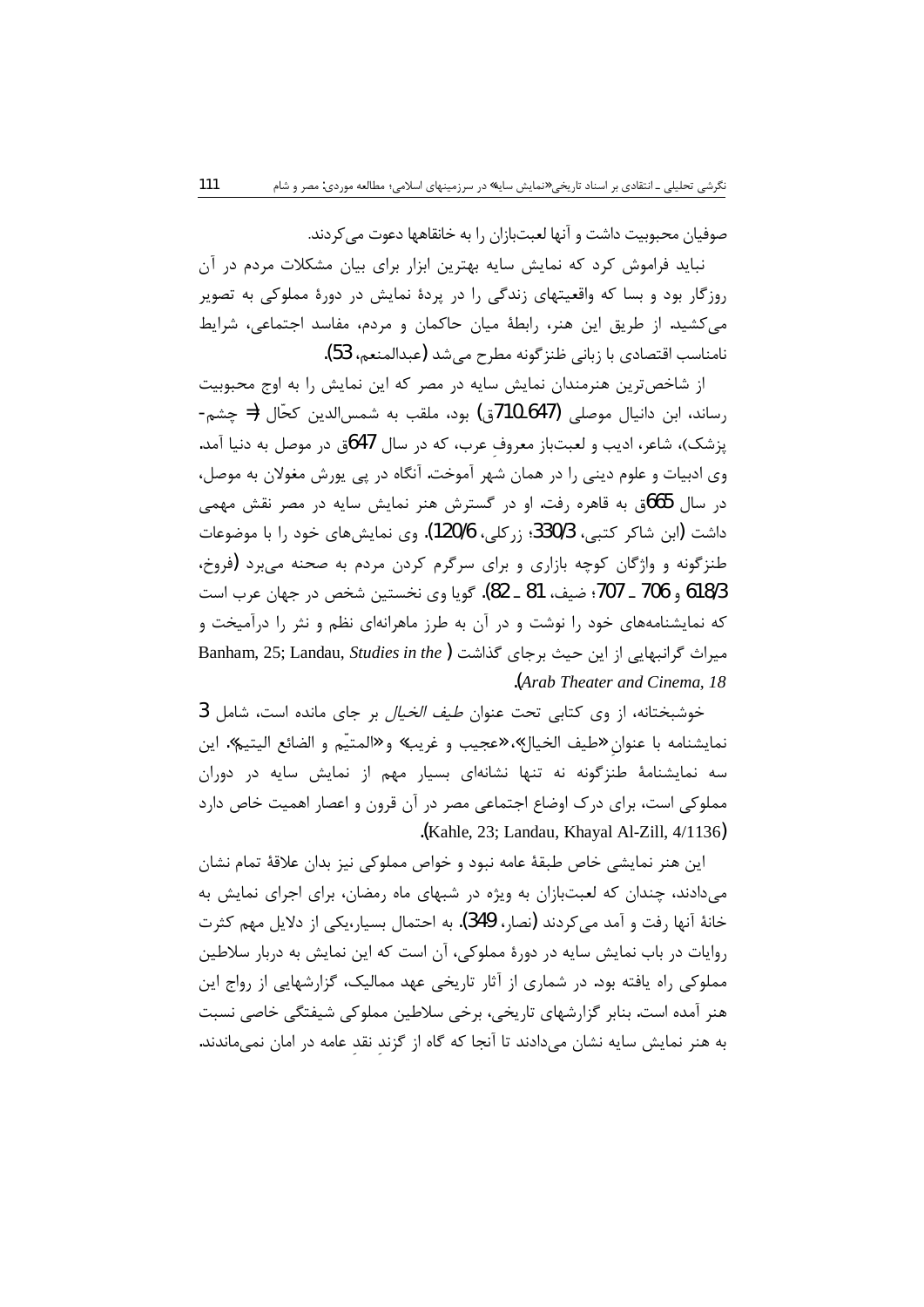صوفیان محبوبیت داشت و آنها لعبت‌بازان را به خانقاهها دعوت می‌کردند.

نباید فراموش کرد که نمایش سایه بهترین ابزار برای بیان مشکلات مردم در آن روزگار بود و بسا که واقعیتهای زندگی را در پردهٔ نمایش در دورهٔ مملوکی به تصویر می‌کشید. از طریق این هنر، رابطهٔ میان حاکمان و مردم، مفاسد اجتماعی، شرایط نامناسب اقتصادی با زبانی طنزگونه مطرح می‌شد (عبدالمنعم، 53).

از شاخص‌ترین هنرمندان نمایش سایه در مصر که این نمایش را به اوج محبوبیت رساند، ابن دانیال موصلی (647-710ق) بود، ملقب به شمس‌الدین کحّال (= چشم-پزشک)، شاعر، ادیب و لعبت‌باز معروفِ عرب، که در سال 647ق در موصل به دنیا آمد. وی ادبیات و علوم دینی را در همان شهر آموخت. آنگاه در پی یورش مغولان به موصل، در سال 665ق به قاهره رفت. او در گسترش هنر نمایش سایه در مصر نقش مهمی داشت (ابن شاکر کتبی، 330/3؛ زرکلی، 120/6). وی نمایش‌های خود را با موضوعات طنزگونه و واژگان کوچه بازاری و برای سرگرم کردن مردم به صحنه می‌برد (فروخ، 618/3 و 706 ـ 707؛ ضیف، 81 ـ 82). گویا وی نخستین شخص در جهان عرب است که نمایشنامه‌های خود را نوشت و در آن به طرز ماهرانه‌ای نظم و نثر را درآمیخت و میراث گرانبهایی از این حیث برجای گذاشت (Banham, 25; Landau, *Studies in the Arab Theater and Cinema*, 18).

خوشبختانه، از وی کتابی تحت عنوان *طیف الخیال* بر جای مانده است، شامل 3 نمایشنامه با عنوانِ «طیف الخیال»، «عجیب و غریب» و «المتیّم و الضائع الیتیم». این سه نمایشنامهٔ طنزگونه نه تنها نشانه‌ای بسیار مهم از نمایش سایه در دوران مملوکی است، برای درک اوضاع اجتماعی مصر در آن قرون و اعصار اهمیت خاص دارد (Kahle, 23; Landau, Khayal Al-Zill, 4/1136).

این هنر نمایشی خاص طبقهٔ عامه نبود و خواص مملوکی نیز بدان علاقهٔ تمام نشان می‌دادند، چندان که لعبت‌بازان به ویژه در شبهای ماه رمضان، برای اجرای نمایش به خانهٔ آنها رفت و آمد می‌کردند (نصار، 349). به احتمال بسیار، یکی از دلایل مهم کثرت روایات در باب نمایش سایه در دورهٔ مملوکی، آن است که این نمایش به دربار سلاطین مملوکی راه یافته بود. در شماری از آثار تاریخی عهد ممالیک، گزارشهایی از رواج این هنر آمده است. بنابر گزارشهای تاریخی، برخی سلاطین مملوکی شیفتگی خاصی نسبت به هنر نمایش سایه نشان می‌دادند تا آنجا که گاه از گزندِ نقدِ عامه در امان نمی‌ماندند.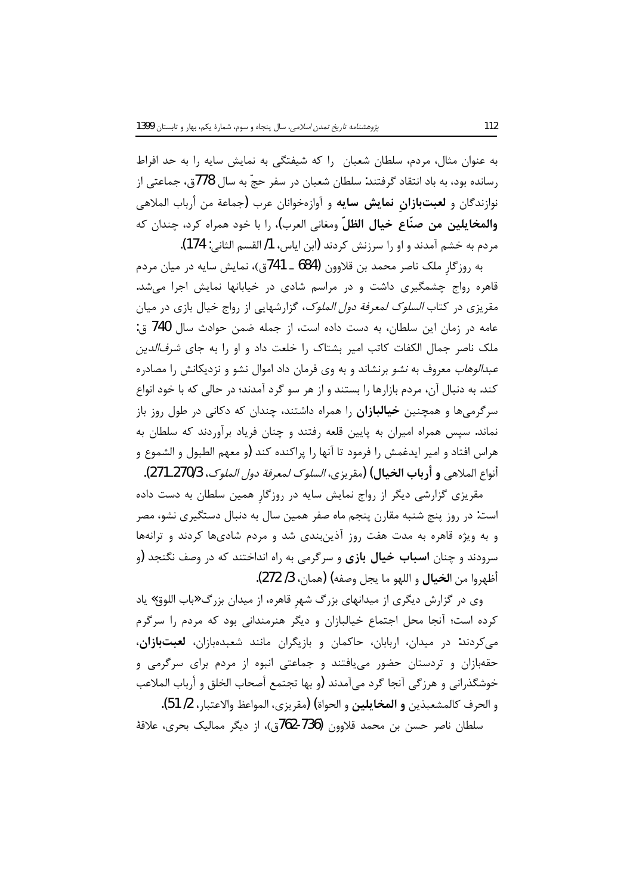به عنوان مثال، مردم، سلطان شعبان را که شیفتگی به نمایش سایه را به حد افراط رسانده بود، به باد انتقاد گرفتند: سلطان شعبان در سفر حجّ به سال 778ق، جماعتی از نوازندگان و **لعبت‌بازانِ نمایش سایه** و آوازه‌خوانان عرب (جماعة من أرباب الملاهی **والمخایلین من صنّاع خیال الظلّ** ومغانی العرب)، را با خود همراه کرد، چندان که مردم به خشم آمدند و او را سرزنش کردند (ابن ایاس، 1/ القسم الثانی: 174).

به روزگارِ ملک ناصر محمد بن قلاوون (684 ـ 741ق)، نمایش سایه در میان مردم قاهره رواج چشمگیری داشت و در مراسم شادی در خیابانها نمایش اجرا می‌شد. مقریزی در کتاب *السلوک لمعرفة دول الملوک*، گزارشهایی از رواج خیال بازی در میان عامه در زمان این سلطان، به دست داده است، از جمله ضمن حوادث سال 740 ق: ملک ناصر جمال الکفات کاتب امیر بشتاک را خلعت داد و او را به جای *شرف‌الدین عبدالوهاب* معروف به *نشو* برنشاند و به وی فرمان داد اموال نشو و نزدیکانش را مصادره کند. به دنبال آن، مردم بازارها را بستند و از هر سو گرد آمدند؛ در حالی که با خود انواع سرگرمی‌ها و همچنین **خیالبازان** را همراه داشتند، چندان که دکانی در طول روز باز نماند. سپس همراه امیران به پایین قلعه رفتند و چنان فریاد برآوردند که سلطان به هراس افتاد و امیر ایدغمش را فرمود تا آنها را پراکنده کند (و معهم الطبول و الشموع و أنواع الملاهی **و أرباب الخیال**) (مقریزی، *السلوک لمعرفة دول الملوک*، 3/270ـ271).

مقریزی گزارشی دیگر از رواج نمایش سایه در روزگارِ همین سلطان به دست داده است: در روز پنج شنبه مقارن پنجم ماه صفر همین سال به دنبال دستگیری نشو، مصر و به ویژه قاهره به مدت هفت روز آذین‌بندی شد و مردم شادی‌ها کردند و ترانه‌ها سرودند و چنان **اسباب خیال بازی** و سرگرمی به راه انداختند که در وصف نگنجد (و أظهروا من **الخیال** و اللهو ما یجل وصفه) (همان، 3/ 272).

وی در گزارش دیگری از میدانهای بزرگ شهرِ قاهره، از میدان بزرگ«باب اللوق» یاد کرده است؛ آنجا محل اجتماع خیالبازان و دیگر هنرمندانی بود که مردم را سرگرم می‌کردند: در میدان، اربابان، حاکمان و بازیگران مانند شعبده‌بازان، **لعبت‌بازان**، حقه‌بازان و تردستان حضور می‌یافتند و جماعتی انبوه از مردم برای سرگرمی و خوشگذرانی و هرزگی آنجا گرد می‌آمدند (و بها تجتمع أصحاب الخلق و أرباب الملاعب و الحرف کالمشعبذین **و المخایلین** و الحواة) (مقریزی، المواعظ والاعتبار، 2/ 51).

سلطان ناصر حسن بن محمد قلاوون (736-762ق)، از دیگر ممالیک بحری، علاقهٔ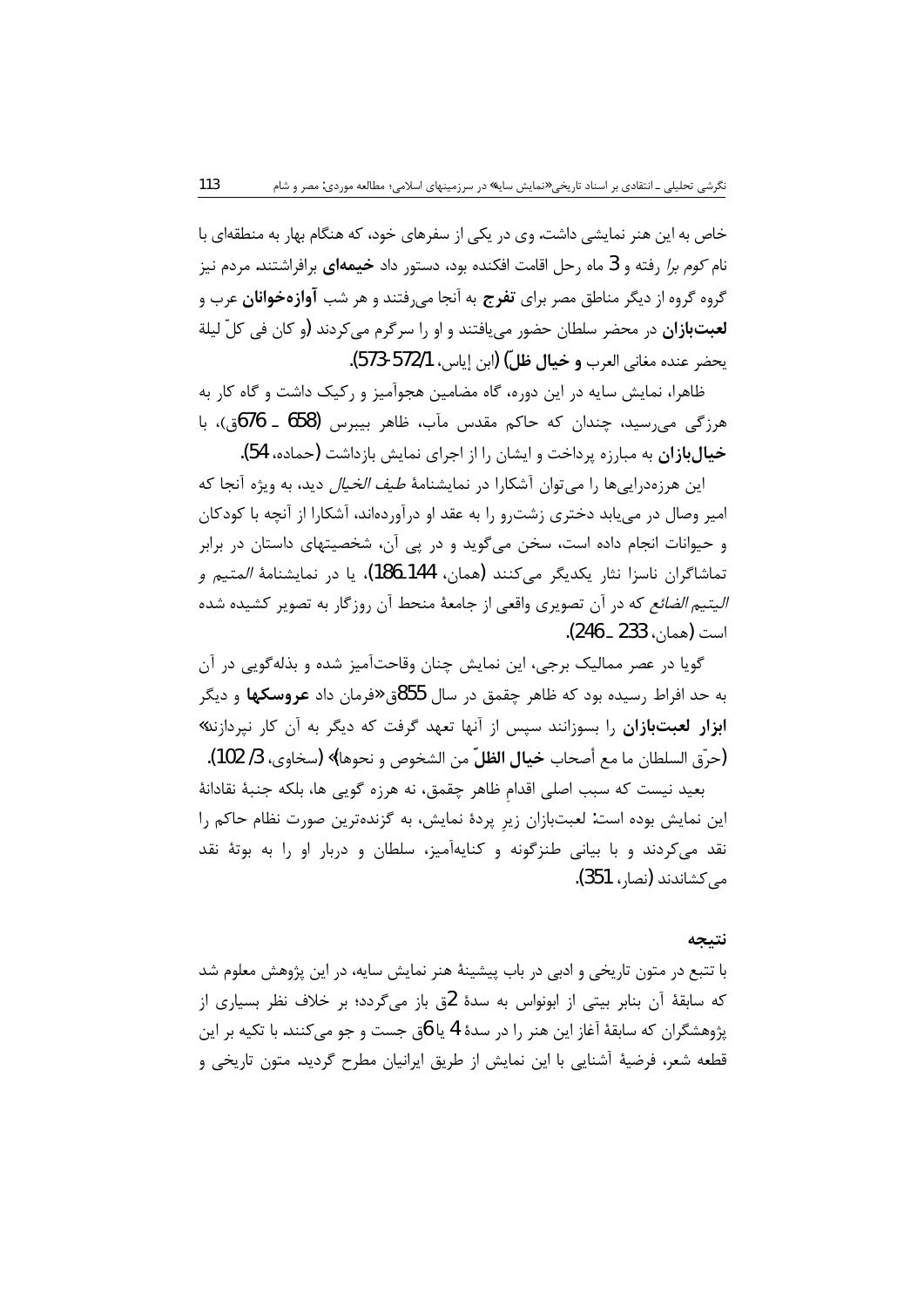خاص به این هنر نمایشی داشت. وی در یکی از سفرهای خود، که هنگام بهار به منطقه‌ای با نام *کوم برا* رفته و 3 ماه رحل اقامت افکنده بود، دستور داد **خیمه‌ای** برافراشتند. مردم نیز گروه گروه از دیگر مناطق مصر برای **تفرج** به آنجا می‌رفتند و هر شب **آوازه‌خوانان** عرب و **لعبت‌بازان** در محضر سلطان حضور می‌یافتند و او را سرگرم می‌کردند (و کان فی کلّ لیلة یحضر عنده مغانی العرب **و خیال ظلّ**) (ابن إیاس، 1/572-573).

ظاهرا، نمایش سایه در این دوره، گاه مضامین هجوآمیز و رکیک داشت و گاه کار به هرزگی می‌رسید، چندان که حاکم مقدس مآب، ظاهر بیبرس (658 ـ 676ق)، با **خیال‌بازان** به مبارزه پرداخت و ایشان را از اجرای نمایش بازداشت (حماده، 54).

این هرزه‌درایی‌ها را می‌توان آشکارا در نمایشنامهٔ *طیف الخیال* دید، به ویژه آنجا که امیر وصال در می‌یابد دختری زشت‌رو را به عقد او درآورده‌اند، آشکارا از آنچه با کودکان و حیوانات انجام داده است، سخن می‌گوید و در پی آن، شخصیتهای داستان در برابر تماشاگران ناسزا نثار یکدیگر می‌کنند (همان، 144-186)، یا در نمایشنامهٔ *المتیم و الیتیم الضائع* که در آن تصویری واقعی از جامعهٔ منحط آن روزگار به تصویر کشیده شده است (همان، 233 ـ 246).

گویا در عصر ممالیک برجی، این نمایش چنان وقاحت‌آمیز شده و بذله‌گویی در آن به حد افراط رسیده بود که ظاهر چقمق در سال 855ق «فرمان داد **عروسکها** و دیگر **ابزار لعبت‌بازان** را بسوزانند سپس از آنها تعهد گرفت که دیگر به آن کار نپردازند» (حرّق السلطان ما مع أصحاب **خیال الظلّ** من الشخوص و نحوها)» (سخاوی، 3/ 102).

بعید نیست که سبب اصلی اقدامِ ظاهر چقمق، نه هرزه گویی ها، بلکه جنبهٔ نقادانهٔ این نمایش بوده است: لعبت‌بازان زیرِ پردهٔ نمایش، به گزنده‌ترین صورت نظام حاکم را نقد می‌کردند و با بیانی طنزگونه و کنایه‌آمیز، سلطان و دربار او را به بوتهٔ نقد می‌کشاندند (نصار، 351).

#### نتیجه

با تتبع در متون تاریخی و ادبی در باب پیشینهٔ هنر نمایش سایه، در این پژوهش معلوم شد که سابقهٔ آن بنابر بیتی از ابونواس به سدهٔ 2ق باز می‌گردد؛ بر خلاف نظر بسیاری از پژوهشگران که سابقهٔ آغاز این هنر را در سدهٔ 4 یا 6ق جست و جو می‌کنند. با تکیه بر این قطعه شعر، فرضیهٔ آشنایی با این نمایش از طریق ایرانیان مطرح گردید. متون تاریخی و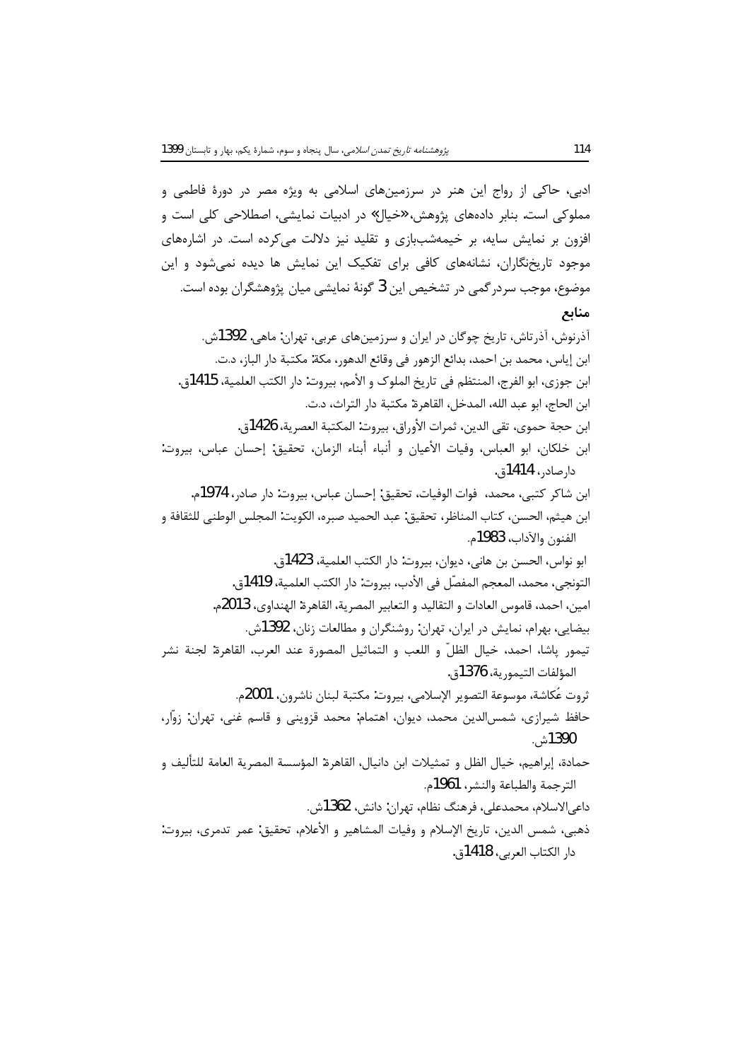ادبی، حاکی از رواج این هنر در سرزمین‌های اسلامی به ویژه مصر در دورهٔ فاطمی و مملوکی است. بنابر داده‌های پژوهش،«خیال» در ادبیات نمایشی، اصطلاحی کلی است و افزون بر نمایش سایه، بر خیمه‌شب‌بازی و تقلید نیز دلالت می‌کرده است. در اشاره‌های موجود تاریخ‌نگاران، نشانه‌های کافی برای تفکیک این نمایش ها دیده نمی‌شود و این موضوع، موجب سردرگمی در تشخیص این 3 گونهٔ نمایشی میان پژوهشگران بوده است.

## منابع

آذرنوش، آذرتاش، تاریخ چوگان در ایران و سرزمین‌های عربی، تهران: ماهی، 1392ش.

ابن إیاس، محمد بن احمد، بدائع الزهور فی وقائع الدهور، مکة: مکتبة دار الباز، د.ت.

ابن جوزی، ابو الفرج، المنتظم فی تاریخ الملوک و الأمم، بیروت: دار الکتب العلمیة، 1415ق.

ابن الحاج، ابو عبد الله، المدخل، القاهرة: مکتبة دار التراث، د.ت.

ابن حجة حموی، تقی الدین، ثمرات الأوراق، بیروت: المکتبة العصریة، 1426ق.

ابن خلکان، ابو العباس، وفیات الأعیان و أنباء أبناء الزمان، تحقیق: إحسان عباس، بیروت: دارصادر، 1414ق.

ابن شاکر کتبی، محمد، فوات الوفیات، تحقیق: إحسان عباس، بیروت: دار صادر، 1974م.

ابن هیثم، الحسن، کتاب المناظر، تحقیق: عبد الحمید صبره، الکویت: المجلس الوطنی للثقافة و الفنون والآداب، 1983م.

ابو نواس، الحسن بن هانی، دیوان، بیروت: دار الکتب العلمیة، 1423ق.

التونجی، محمد، المعجم المفصّل فی الأدب، بیروت: دار الکتب العلمیة، 1419ق.

امین، احمد، قاموس العادات و التقالید و التعابیر المصریة، القاهرة: الهنداوی، 2013م.

بیضایی، بهرام، نمایش در ایران، تهران: روشنگران و مطالعات زنان، 1392ش.

تیمور پاشا، احمد، خیال الظلّ و اللعب و التماثیل المصورة عند العرب، القاهرة: لجنة نشر المؤلفات التیموریة، 1376ق.

ثروت عُکاشة، موسوعة التصویر الإسلامی، بیروت: مکتبة لبنان ناشرون، 2001م.

حافظ شیرازی، شمس‌الدین محمد، دیوان، اهتمام: محمد قزوینی و قاسم غنی، تهران: زوّار، 1390ش.

حمادة، إبراهیم، خیال الظل و تمثیلات ابن دانیال، القاهرة: المؤسسة المصریة العامة للتألیف و الترجمة والطباعة والنشر، 1961م.

داعی‌الاسلام، محمدعلی، فرهنگ نظام، تهران: دانش، 1362ش.

ذهبی، شمس الدین، تاریخ الإسلام و وفیات المشاهیر و الأعلام، تحقیق: عمر تدمری، بیروت: دار الکتاب العربی، 1418ق.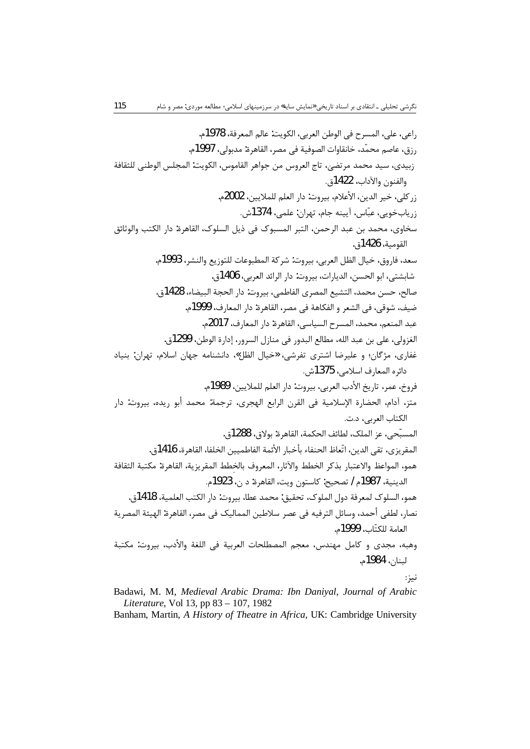راعی، علی، المسرح فی الوطن العربی، الکویت: عالم المعرفة، 1978م.

رزق، عاصم محمّد، خانقاوات الصوفیة فی مصر، القاهرة: مدبولی، 1997م.

زبیدی، سید محمد مرتضی، تاج العروس من جواهر القاموس، الکویت: المجلس الوطنی للثقافة والفنون والآداب، 1422ق.

زرکلی، خیر الدین، الأعلام، بیروت: دار العلم للملایین، 2002م.

زریابخویی، عبّاس، آیینه جام، تهران: علمی، 1374ش.

سخاوی، محمد بن عبد الرحمن، التبر المسبوک فی ذیل السلوک، القاهرة: دار الکتب والوثائق القومیة، 1426ق.

سعد، فاروق، خیال الظل العربی، بیروت: شرکة المطبوعات للتوزیع والنشر، 1993م.

شابشتی، ابو الحسن، الدیارات، بیروت: دار الرائد العربی، 1406ق.

صالح، حسن محمد، التشیع المصری الفاطمی، بیروت: دار الحجة البیضاء، 1428ق.

ضیف، شوقی، فی الشعر و الفکاهة فی مصر، القاهرة: دار المعارف، 1999م.

عبد المنعم، محمد، المسرح السیاسی، القاهرة: دار المعارف، 2017م.

الغزولی، علی بن عبد الله، مطالع البدور فی منازل السرور، إدارة الوطن، 1299ق.

غفاری، مژگان؛ و علیرضا اشتری تفرشی، «خیال الظل»، دانشنامه جهان اسلام، تهران: بنیاد دائره المعارف اسلامی، 1375ش.

فروخ، عمر، تاریخ الأدب العربی، بیروت: دار العلم للملایین، 1989م.

متز، آدام، الحضارة الإسلامیة فی القرن الرابع الهجری، ترجمة: محمد أبو ریده، بیروت: دار الکتاب العربی، د.ت.

المسبّحی، عز الملک، لطائف الحکمة، القاهرة: بولاق، 1288ق.

المقریزی، تقی الدین، اتّعاظ الحنفاء بأخبار الأئمة الفاطمیین الخلفا، القاهرة، 1416ق.

همو، المواعظ والاعتبار بذکر الخطط والآثار، المعروف بالخِطط المقریزیة، القاهرة: مکتبة الثقافة الدینیة، 1987م / تصحیح: کاستون ویت، القاهرة: د ن، 1923م.

همو، السلوک لمعرفة دول الملوک، تحقیق: محمد عطا، بیروت: دار الکتب العلمیة، 1418ق.

نصار، لطفی أحمد، وسائل الترفیه فی عصر سلاطین الممالیک فی مصر، القاهرة: الهیئة المصریة العامة للکتّاب، 1999م.

وهبه، مجدی و کامل مهندس، معجم المصطلحات العربیة فی اللغة والأدب، بیروت: مکتبة لبنان، 1984م.

نیز:

Badawi, M. M, *Medieval Arabic Drama: Ibn Daniyal*, *Journal of Arabic Literature*, Vol 13, pp 83 – 107, 1982

Banham, Martin, *A History of Theatre in Africa*, UK: Cambridge University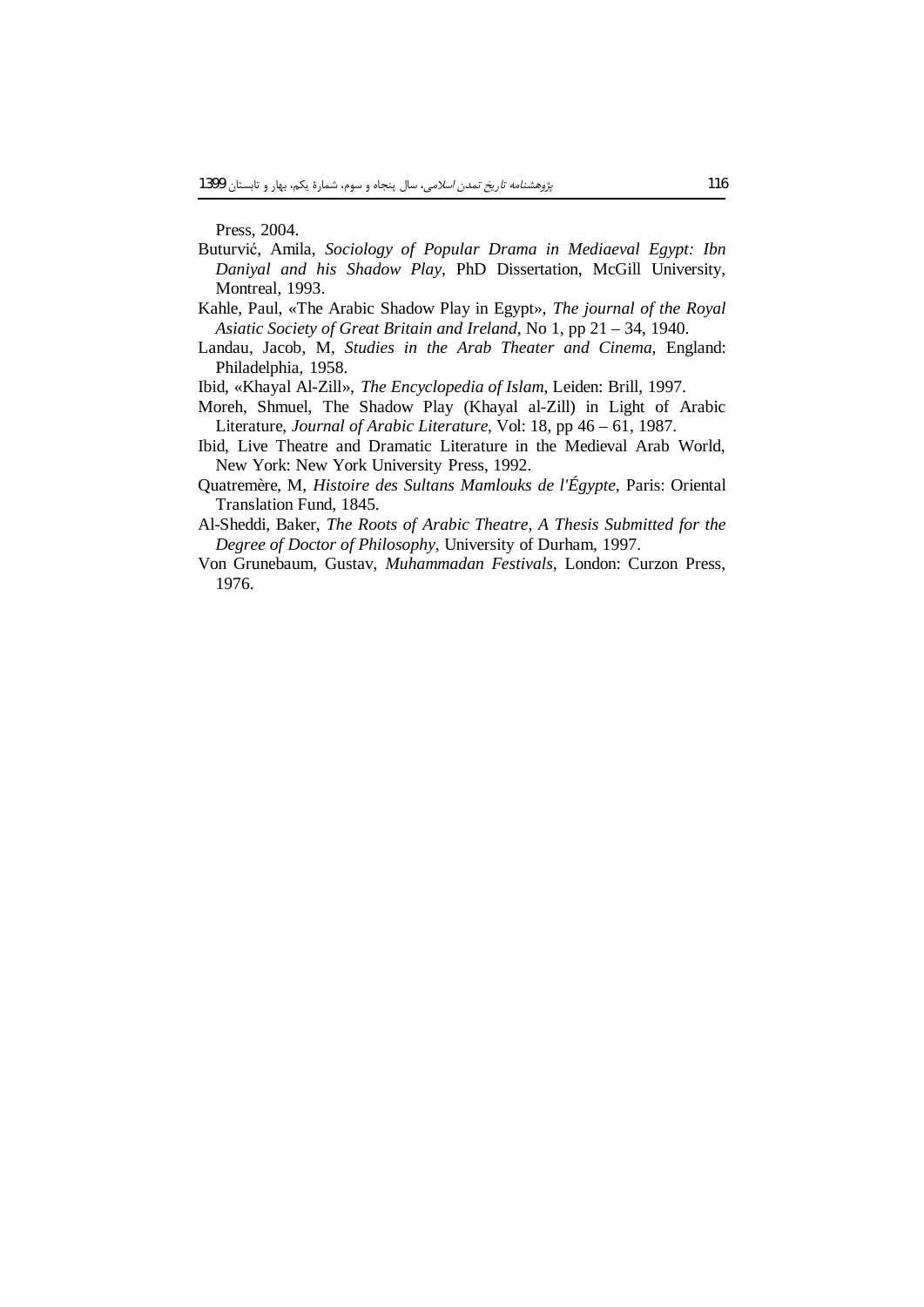Press, 2004.

Buturvić, Amila, *Sociology of Popular Drama in Mediaeval Egypt: Ibn Daniyal and his Shadow Play*, PhD Dissertation, McGill University, Montreal, 1993.

Kahle, Paul, «The Arabic Shadow Play in Egypt», *The journal of the Royal Asiatic Society of Great Britain and Ireland*, No 1, pp 21 – 34, 1940.

Landau, Jacob, M, *Studies in the Arab Theater and Cinema*, England: Philadelphia, 1958.

Ibid, «Khayal Al-Zill», *The Encyclopedia of Islam*, Leiden: Brill, 1997.

Moreh, Shmuel, The Shadow Play (Khayal al-Zill) in Light of Arabic Literature, *Journal of Arabic Literature*, Vol: 18, pp 46 – 61, 1987.

Ibid, Live Theatre and Dramatic Literature in the Medieval Arab World, New York: New York University Press, 1992.

Quatremère, M, *Histoire des Sultans Mamlouks de l'Égypte*, Paris: Oriental Translation Fund, 1845.

Al-Sheddi, Baker, *The Roots of Arabic Theatre, A Thesis Submitted for the Degree of Doctor of Philosophy*, University of Durham, 1997.

Von Grunebaum, Gustav, *Muhammadan Festivals*, London: Curzon Press, 1976.